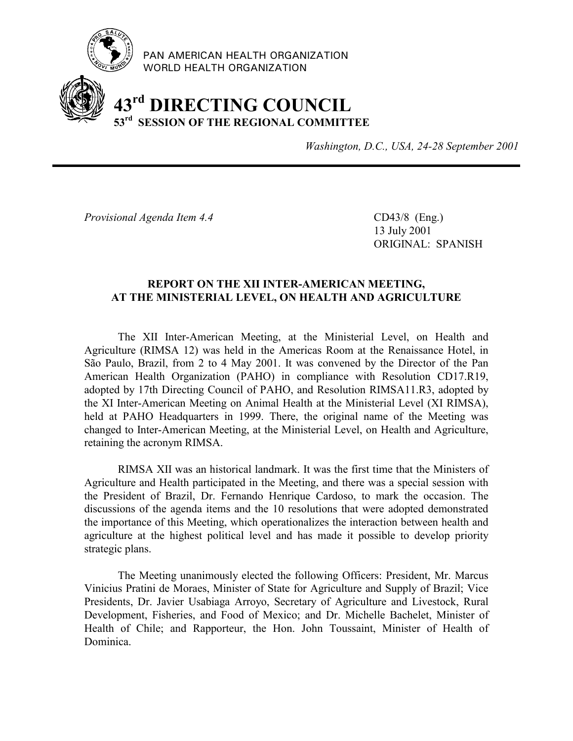PAN AMERICAN HEALTH ORGANIZATION
WORLD HEALTH ORGANIZATION

# 43rd DIRECTING COUNCIL
## 53rd SESSION OF THE REGIONAL COMMITTEE

*Washington, D.C., USA, 24-28 September 2001*

---

*Provisional Agenda Item 4.4*

CD43/8 (Eng.)
13 July 2001
ORIGINAL: SPANISH

### REPORT ON THE XII INTER-AMERICAN MEETING, AT THE MINISTERIAL LEVEL, ON HEALTH AND AGRICULTURE

The XII Inter-American Meeting, at the Ministerial Level, on Health and Agriculture (RIMSA 12) was held in the Americas Room at the Renaissance Hotel, in São Paulo, Brazil, from 2 to 4 May 2001. It was convened by the Director of the Pan American Health Organization (PAHO) in compliance with Resolution CD17.R19, adopted by 17th Directing Council of PAHO, and Resolution RIMSA11.R3, adopted by the XI Inter-American Meeting on Animal Health at the Ministerial Level (XI RIMSA), held at PAHO Headquarters in 1999. There, the original name of the Meeting was changed to Inter-American Meeting, at the Ministerial Level, on Health and Agriculture, retaining the acronym RIMSA.

RIMSA XII was an historical landmark. It was the first time that the Ministers of Agriculture and Health participated in the Meeting, and there was a special session with the President of Brazil, Dr. Fernando Henrique Cardoso, to mark the occasion. The discussions of the agenda items and the 10 resolutions that were adopted demonstrated the importance of this Meeting, which operationalizes the interaction between health and agriculture at the highest political level and has made it possible to develop priority strategic plans.

The Meeting unanimously elected the following Officers: President, Mr. Marcus Vinicius Pratini de Moraes, Minister of State for Agriculture and Supply of Brazil; Vice Presidents, Dr. Javier Usabiaga Arroyo, Secretary of Agriculture and Livestock, Rural Development, Fisheries, and Food of Mexico; and Dr. Michelle Bachelet, Minister of Health of Chile; and Rapporteur, the Hon. John Toussaint, Minister of Health of Dominica.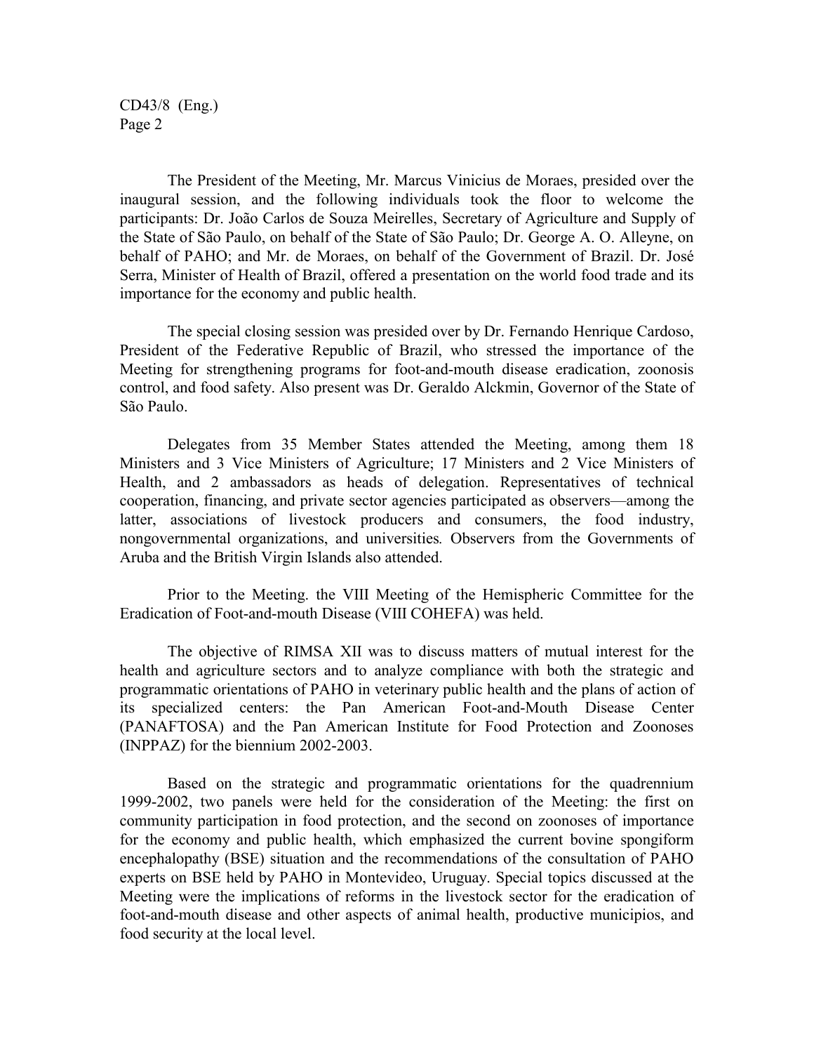The President of the Meeting, Mr. Marcus Vinicius de Moraes, presided over the inaugural session, and the following individuals took the floor to welcome the participants: Dr. João Carlos de Souza Meirelles, Secretary of Agriculture and Supply of the State of São Paulo, on behalf of the State of São Paulo; Dr. George A. O. Alleyne, on behalf of PAHO; and Mr. de Moraes, on behalf of the Government of Brazil. Dr. José Serra, Minister of Health of Brazil, offered a presentation on the world food trade and its importance for the economy and public health.

The special closing session was presided over by Dr. Fernando Henrique Cardoso, President of the Federative Republic of Brazil, who stressed the importance of the Meeting for strengthening programs for foot-and-mouth disease eradication, zoonosis control, and food safety. Also present was Dr. Geraldo Alckmin, Governor of the State of São Paulo.

Delegates from 35 Member States attended the Meeting, among them 18 Ministers and 3 Vice Ministers of Agriculture; 17 Ministers and 2 Vice Ministers of Health, and 2 ambassadors as heads of delegation. Representatives of technical cooperation, financing, and private sector agencies participated as observers—among the latter, associations of livestock producers and consumers, the food industry, nongovernmental organizations, and universities. Observers from the Governments of Aruba and the British Virgin Islands also attended.

Prior to the Meeting. the VIII Meeting of the Hemispheric Committee for the Eradication of Foot-and-mouth Disease (VIII COHEFA) was held.

The objective of RIMSA XII was to discuss matters of mutual interest for the health and agriculture sectors and to analyze compliance with both the strategic and programmatic orientations of PAHO in veterinary public health and the plans of action of its specialized centers: the Pan American Foot-and-Mouth Disease Center (PANAFTOSA) and the Pan American Institute for Food Protection and Zoonoses (INPPAZ) for the biennium 2002-2003.

Based on the strategic and programmatic orientations for the quadrennium 1999-2002, two panels were held for the consideration of the Meeting: the first on community participation in food protection, and the second on zoonoses of importance for the economy and public health, which emphasized the current bovine spongiform encephalopathy (BSE) situation and the recommendations of the consultation of PAHO experts on BSE held by PAHO in Montevideo, Uruguay. Special topics discussed at the Meeting were the implications of reforms in the livestock sector for the eradication of foot-and-mouth disease and other aspects of animal health, productive municipios, and food security at the local level.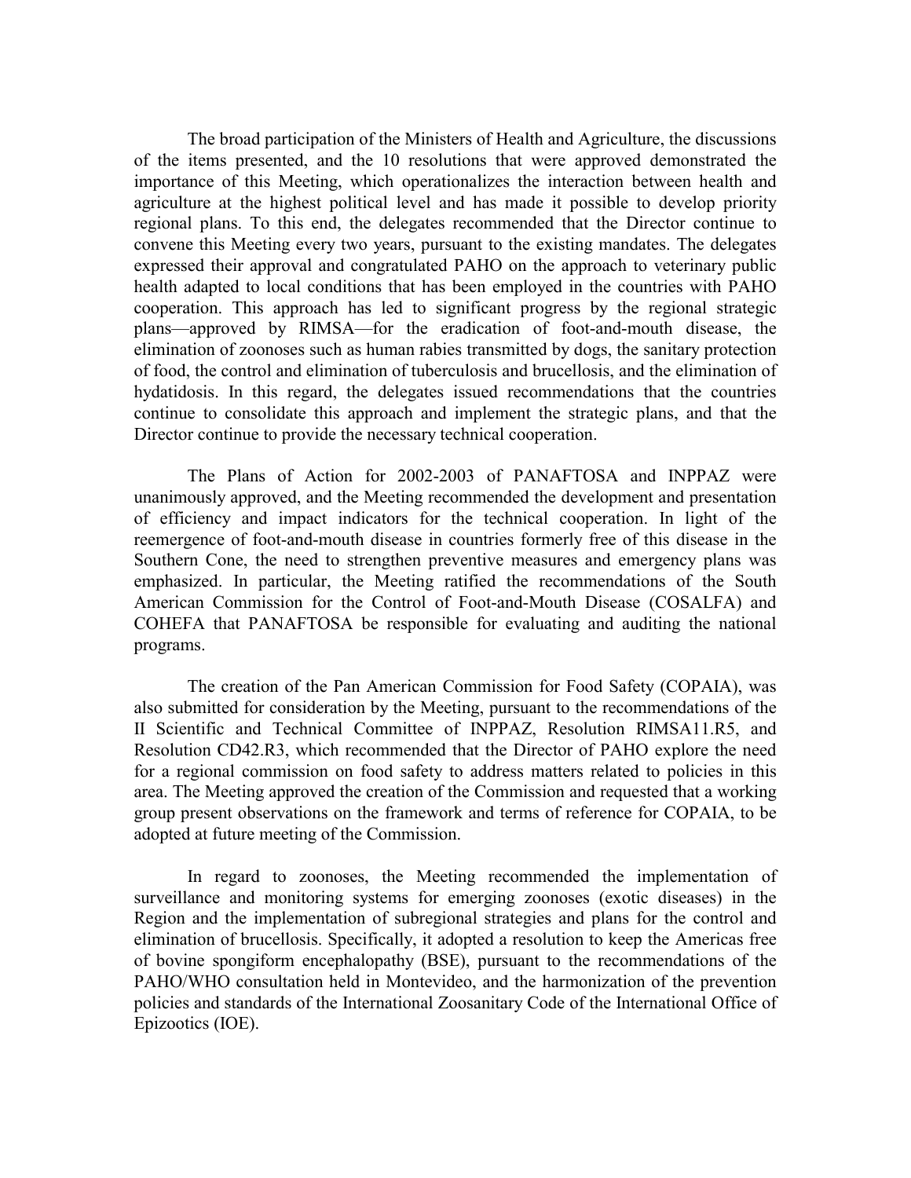The broad participation of the Ministers of Health and Agriculture, the discussions of the items presented, and the 10 resolutions that were approved demonstrated the importance of this Meeting, which operationalizes the interaction between health and agriculture at the highest political level and has made it possible to develop priority regional plans. To this end, the delegates recommended that the Director continue to convene this Meeting every two years, pursuant to the existing mandates. The delegates expressed their approval and congratulated PAHO on the approach to veterinary public health adapted to local conditions that has been employed in the countries with PAHO cooperation. This approach has led to significant progress by the regional strategic plans—approved by RIMSA—for the eradication of foot-and-mouth disease, the elimination of zoonoses such as human rabies transmitted by dogs, the sanitary protection of food, the control and elimination of tuberculosis and brucellosis, and the elimination of hydatidosis. In this regard, the delegates issued recommendations that the countries continue to consolidate this approach and implement the strategic plans, and that the Director continue to provide the necessary technical cooperation.

The Plans of Action for 2002-2003 of PANAFTOSA and INPPAZ were unanimously approved, and the Meeting recommended the development and presentation of efficiency and impact indicators for the technical cooperation. In light of the reemergence of foot-and-mouth disease in countries formerly free of this disease in the Southern Cone, the need to strengthen preventive measures and emergency plans was emphasized. In particular, the Meeting ratified the recommendations of the South American Commission for the Control of Foot-and-Mouth Disease (COSALFA) and COHEFA that PANAFTOSA be responsible for evaluating and auditing the national programs.

The creation of the Pan American Commission for Food Safety (COPAIA), was also submitted for consideration by the Meeting, pursuant to the recommendations of the II Scientific and Technical Committee of INPPAZ, Resolution RIMSA11.R5, and Resolution CD42.R3, which recommended that the Director of PAHO explore the need for a regional commission on food safety to address matters related to policies in this area. The Meeting approved the creation of the Commission and requested that a working group present observations on the framework and terms of reference for COPAIA, to be adopted at future meeting of the Commission.

In regard to zoonoses, the Meeting recommended the implementation of surveillance and monitoring systems for emerging zoonoses (exotic diseases) in the Region and the implementation of subregional strategies and plans for the control and elimination of brucellosis. Specifically, it adopted a resolution to keep the Americas free of bovine spongiform encephalopathy (BSE), pursuant to the recommendations of the PAHO/WHO consultation held in Montevideo, and the harmonization of the prevention policies and standards of the International Zoosanitary Code of the International Office of Epizootics (IOE).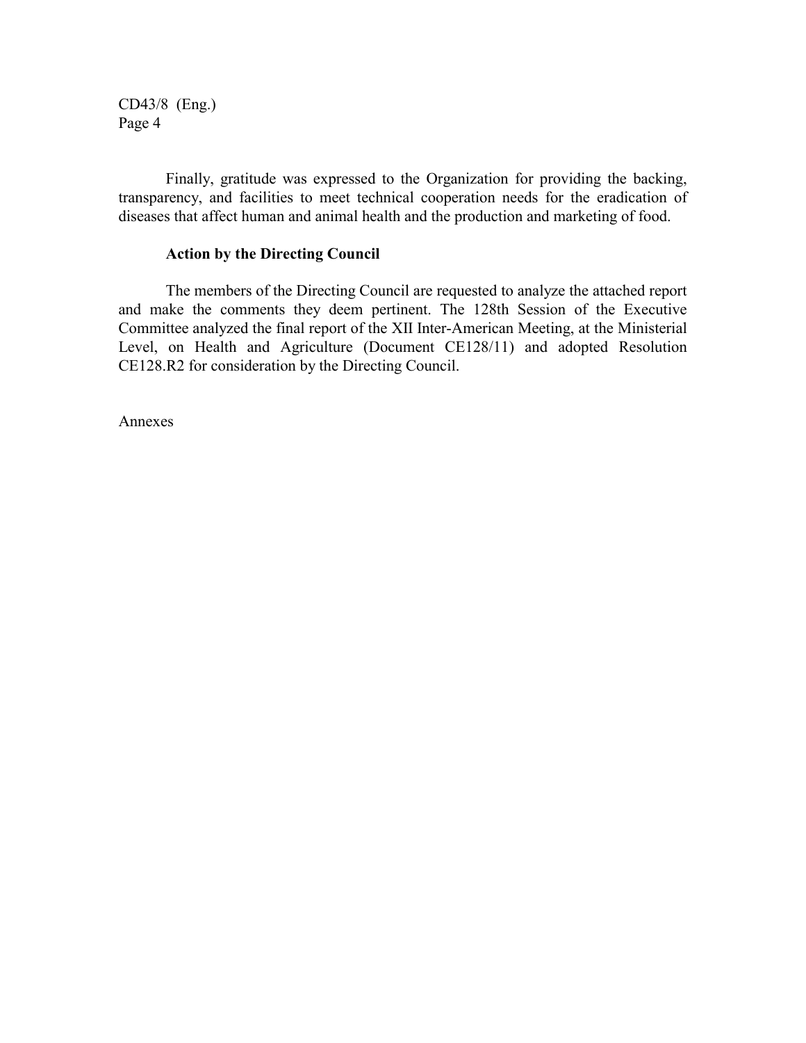Finally, gratitude was expressed to the Organization for providing the backing, transparency, and facilities to meet technical cooperation needs for the eradication of diseases that affect human and animal health and the production and marketing of food.

**Action by the Directing Council**

The members of the Directing Council are requested to analyze the attached report and make the comments they deem pertinent. The 128th Session of the Executive Committee analyzed the final report of the XII Inter-American Meeting, at the Ministerial Level, on Health and Agriculture (Document CE128/11) and adopted Resolution CE128.R2 for consideration by the Directing Council.

Annexes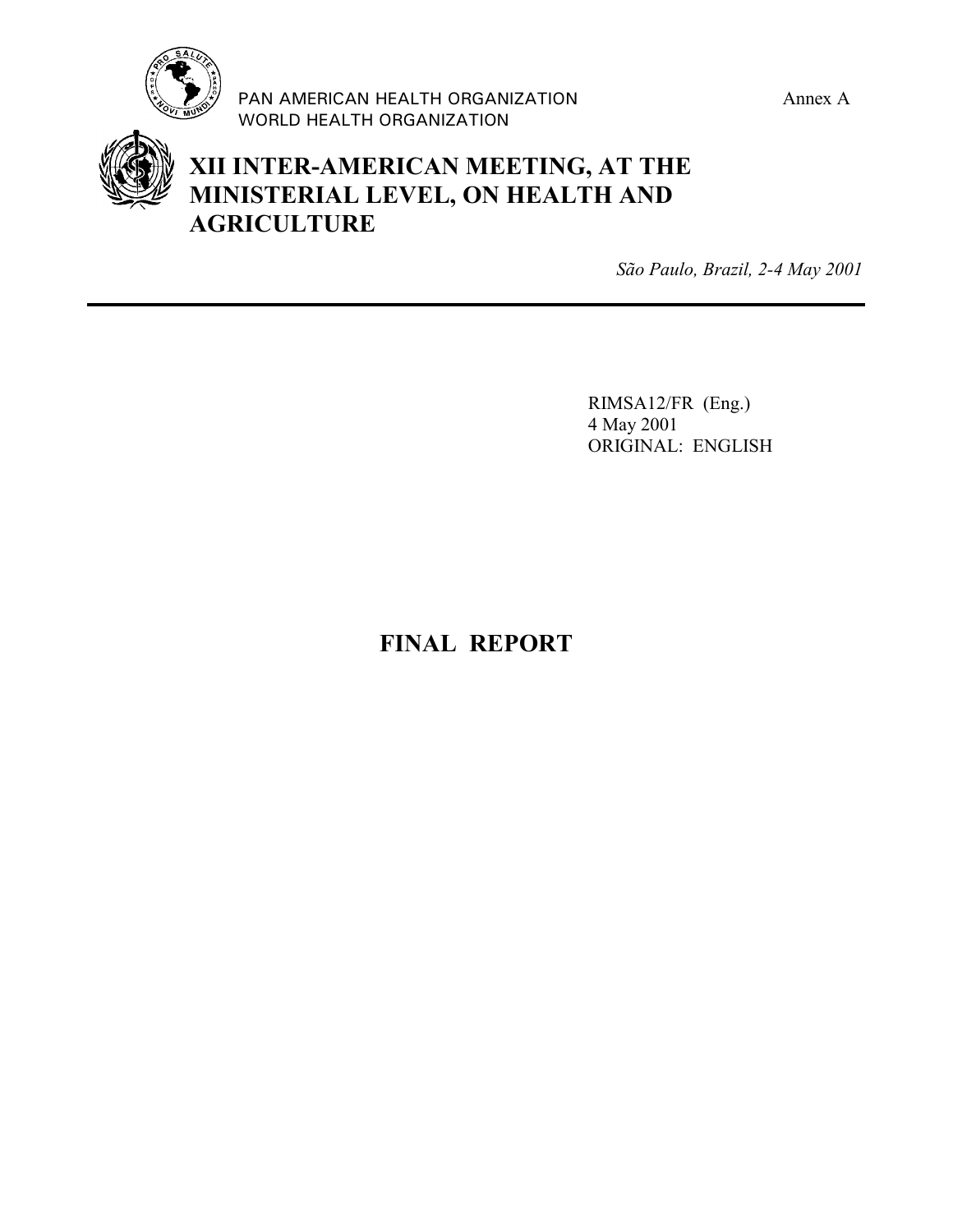PAN AMERICAN HEALTH ORGANIZATION
WORLD HEALTH ORGANIZATION

Annex A

# XII INTER-AMERICAN MEETING, AT THE MINISTERIAL LEVEL, ON HEALTH AND AGRICULTURE

*São Paulo, Brazil, 2-4 May 2001*

---

RIMSA12/FR (Eng.)
4 May 2001
ORIGINAL: ENGLISH

## FINAL REPORT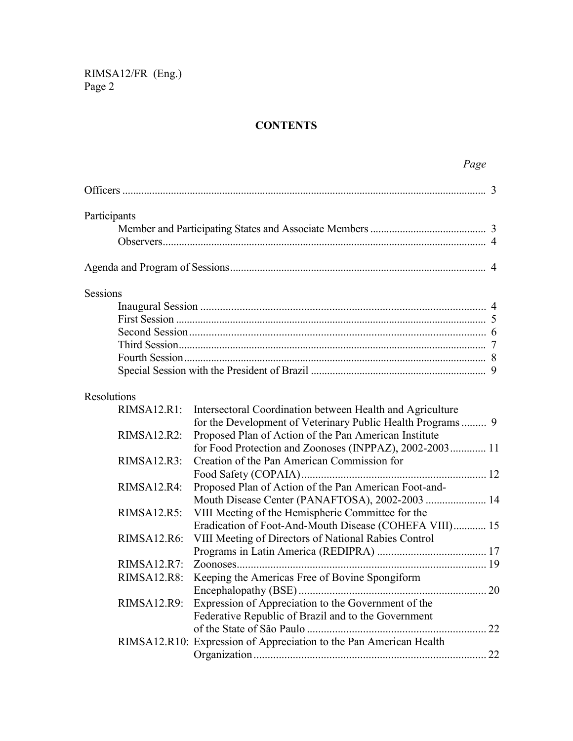## CONTENTS

| | Page |
|---|---|
| Officers | 3 |
| **Participants** | |
| Member and Participating States and Associate Members | 3 |
| Observers | 4 |
| Agenda and Program of Sessions | 4 |
| **Sessions** | |
| Inaugural Session | 4 |
| First Session | 5 |
| Second Session | 6 |
| Third Session | 7 |
| Fourth Session | 8 |
| Special Session with the President of Brazil | 9 |
| **Resolutions** | |
| RIMSA12.R1: Intersectoral Coordination between Health and Agriculture for the Development of Veterinary Public Health Programs | 9 |
| RIMSA12.R2: Proposed Plan of Action of the Pan American Institute for Food Protection and Zoonoses (INPPAZ), 2002-2003 | 11 |
| RIMSA12.R3: Creation of the Pan American Commission for Food Safety (COPAIA) | 12 |
| RIMSA12.R4: Proposed Plan of Action of the Pan American Foot-and-Mouth Disease Center (PANAFTOSA), 2002-2003 | 14 |
| RIMSA12.R5: VIII Meeting of the Hemispheric Committee for the Eradication of Foot-And-Mouth Disease (COHEFA VIII) | 15 |
| RIMSA12.R6: VIII Meeting of Directors of National Rabies Control Programs in Latin America (REDIPRA) | 17 |
| RIMSA12.R7: Zoonoses | 19 |
| RIMSA12.R8: Keeping the Americas Free of Bovine Spongiform Encephalopathy (BSE) | 20 |
| RIMSA12.R9: Expression of Appreciation to the Government of the Federative Republic of Brazil and to the Government of the State of São Paulo | 22 |
| RIMSA12.R10: Expression of Appreciation to the Pan American Health Organization | 22 |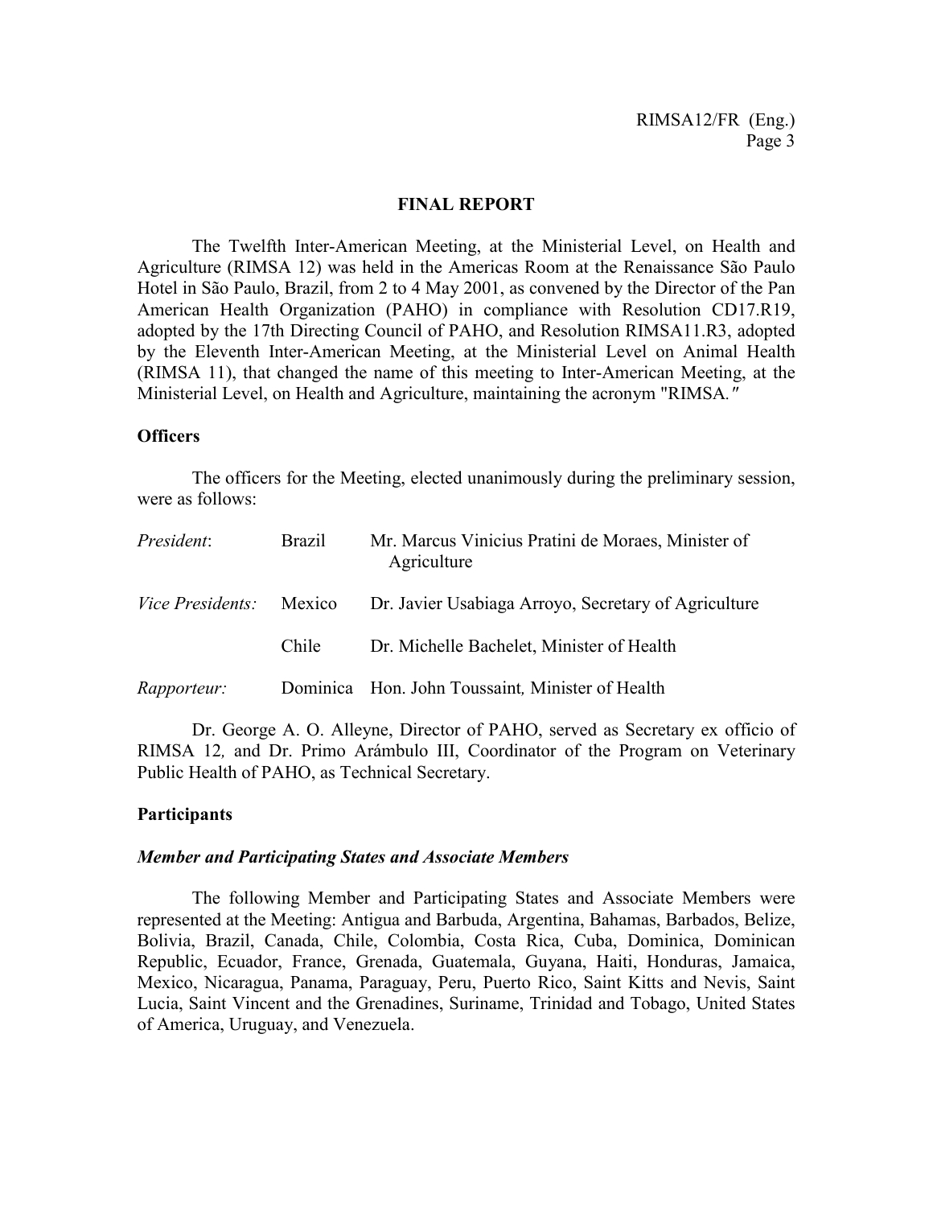## FINAL REPORT

The Twelfth Inter-American Meeting, at the Ministerial Level, on Health and Agriculture (RIMSA 12) was held in the Americas Room at the Renaissance São Paulo Hotel in São Paulo, Brazil, from 2 to 4 May 2001, as convened by the Director of the Pan American Health Organization (PAHO) in compliance with Resolution CD17.R19, adopted by the 17th Directing Council of PAHO, and Resolution RIMSA11.R3, adopted by the Eleventh Inter-American Meeting, at the Ministerial Level on Animal Health (RIMSA 11), that changed the name of this meeting to Inter-American Meeting, at the Ministerial Level, on Health and Agriculture, maintaining the acronym "RIMSA."

### Officers

The officers for the Meeting, elected unanimously during the preliminary session, were as follows:

| | | |
|---|---|---|
| *President*: | Brazil | Mr. Marcus Vinicius Pratini de Moraes, Minister of Agriculture |
| *Vice Presidents:* | Mexico | Dr. Javier Usabiaga Arroyo, Secretary of Agriculture |
| | Chile | Dr. Michelle Bachelet, Minister of Health |
| *Rapporteur:* | Dominica | Hon. John Toussaint, Minister of Health |

Dr. George A. O. Alleyne, Director of PAHO, served as Secretary ex officio of RIMSA 12, and Dr. Primo Arámbulo III, Coordinator of the Program on Veterinary Public Health of PAHO, as Technical Secretary.

### Participants

#### *Member and Participating States and Associate Members*

The following Member and Participating States and Associate Members were represented at the Meeting: Antigua and Barbuda, Argentina, Bahamas, Barbados, Belize, Bolivia, Brazil, Canada, Chile, Colombia, Costa Rica, Cuba, Dominica, Dominican Republic, Ecuador, France, Grenada, Guatemala, Guyana, Haiti, Honduras, Jamaica, Mexico, Nicaragua, Panama, Paraguay, Peru, Puerto Rico, Saint Kitts and Nevis, Saint Lucia, Saint Vincent and the Grenadines, Suriname, Trinidad and Tobago, United States of America, Uruguay, and Venezuela.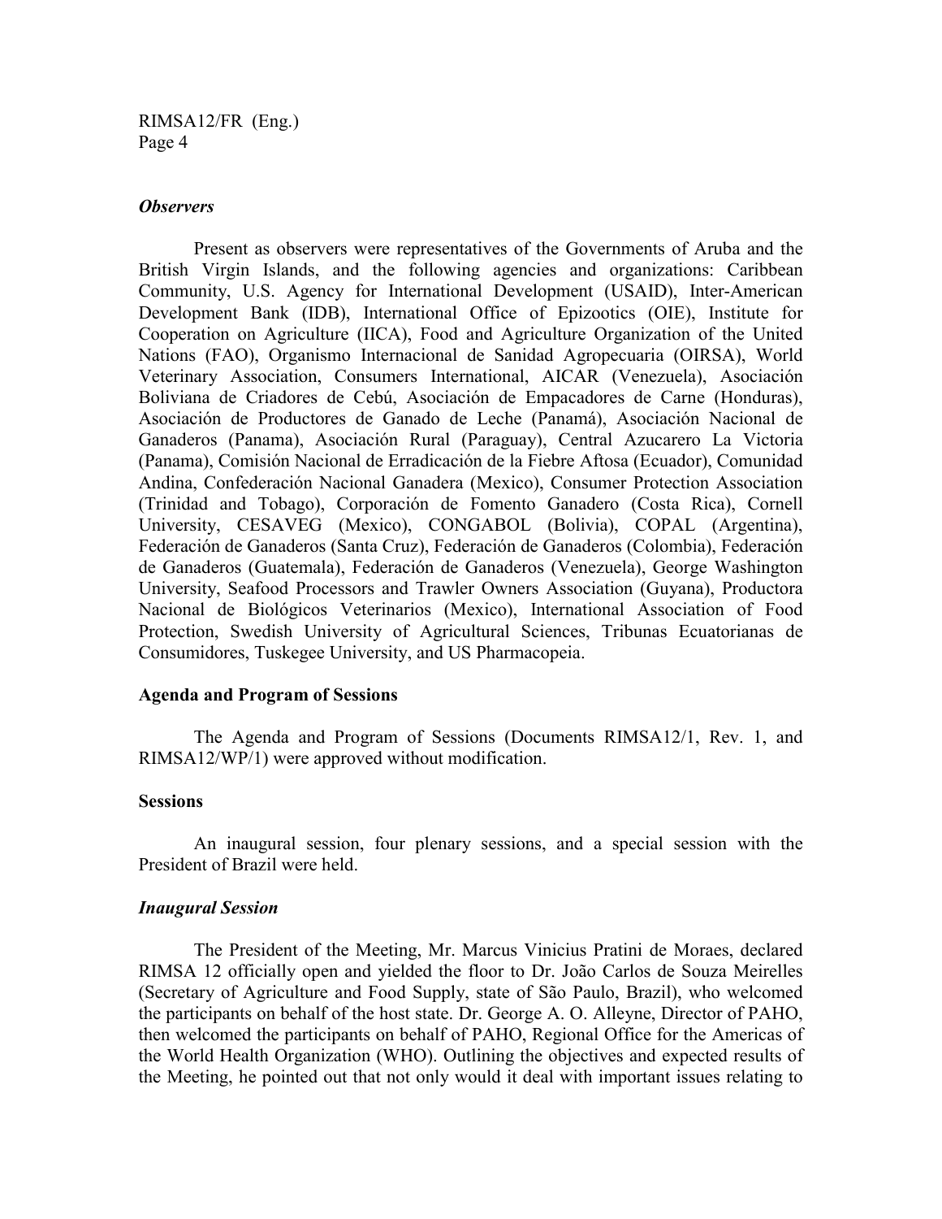### *Observers*

Present as observers were representatives of the Governments of Aruba and the British Virgin Islands, and the following agencies and organizations: Caribbean Community, U.S. Agency for International Development (USAID), Inter-American Development Bank (IDB), International Office of Epizootics (OIE), Institute for Cooperation on Agriculture (IICA), Food and Agriculture Organization of the United Nations (FAO), Organismo Internacional de Sanidad Agropecuaria (OIRSA), World Veterinary Association, Consumers International, AICAR (Venezuela), Asociación Boliviana de Criadores de Cebú, Asociación de Empacadores de Carne (Honduras), Asociación de Productores de Ganado de Leche (Panamá), Asociación Nacional de Ganaderos (Panama), Asociación Rural (Paraguay), Central Azucarero La Victoria (Panama), Comisión Nacional de Erradicación de la Fiebre Aftosa (Ecuador), Comunidad Andina, Confederación Nacional Ganadera (Mexico), Consumer Protection Association (Trinidad and Tobago), Corporación de Fomento Ganadero (Costa Rica), Cornell University, CESAVEG (Mexico), CONGABOL (Bolivia), COPAL (Argentina), Federación de Ganaderos (Santa Cruz), Federación de Ganaderos (Colombia), Federación de Ganaderos (Guatemala), Federación de Ganaderos (Venezuela), George Washington University, Seafood Processors and Trawler Owners Association (Guyana), Productora Nacional de Biológicos Veterinarios (Mexico), International Association of Food Protection, Swedish University of Agricultural Sciences, Tribunas Ecuatorianas de Consumidores, Tuskegee University, and US Pharmacopeia.

## Agenda and Program of Sessions

The Agenda and Program of Sessions (Documents RIMSA12/1, Rev. 1, and RIMSA12/WP/1) were approved without modification.

## Sessions

An inaugural session, four plenary sessions, and a special session with the President of Brazil were held.

### *Inaugural Session*

The President of the Meeting, Mr. Marcus Vinicius Pratini de Moraes, declared RIMSA 12 officially open and yielded the floor to Dr. João Carlos de Souza Meirelles (Secretary of Agriculture and Food Supply, state of São Paulo, Brazil), who welcomed the participants on behalf of the host state. Dr. George A. O. Alleyne, Director of PAHO, then welcomed the participants on behalf of PAHO, Regional Office for the Americas of the World Health Organization (WHO). Outlining the objectives and expected results of the Meeting, he pointed out that not only would it deal with important issues relating to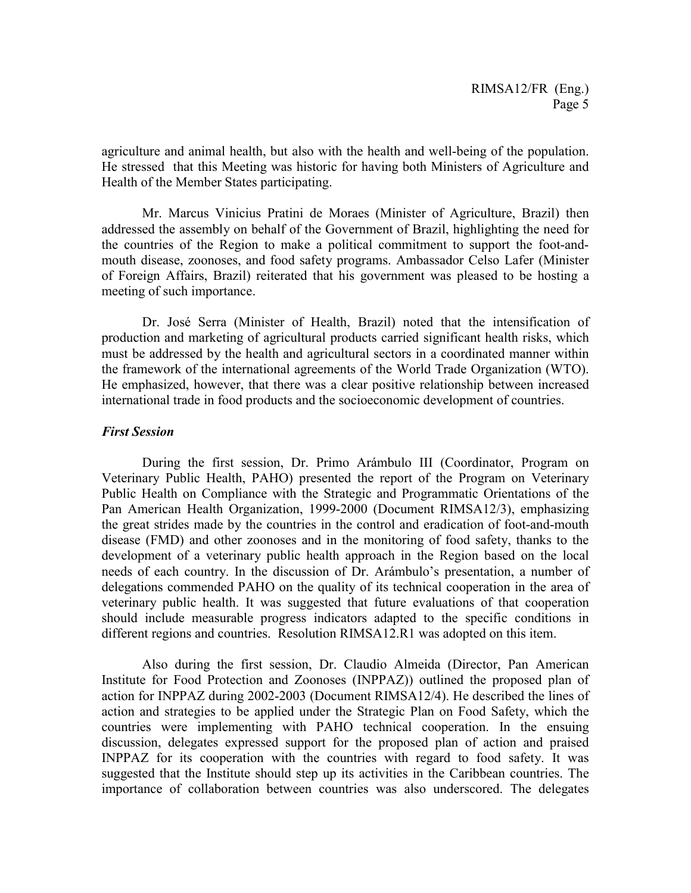agriculture and animal health, but also with the health and well-being of the population. He stressed that this Meeting was historic for having both Ministers of Agriculture and Health of the Member States participating.

Mr. Marcus Vinicius Pratini de Moraes (Minister of Agriculture, Brazil) then addressed the assembly on behalf of the Government of Brazil, highlighting the need for the countries of the Region to make a political commitment to support the foot-and-mouth disease, zoonoses, and food safety programs. Ambassador Celso Lafer (Minister of Foreign Affairs, Brazil) reiterated that his government was pleased to be hosting a meeting of such importance.

Dr. José Serra (Minister of Health, Brazil) noted that the intensification of production and marketing of agricultural products carried significant health risks, which must be addressed by the health and agricultural sectors in a coordinated manner within the framework of the international agreements of the World Trade Organization (WTO). He emphasized, however, that there was a clear positive relationship between increased international trade in food products and the socioeconomic development of countries.

***First Session***

During the first session, Dr. Primo Arámbulo III (Coordinator, Program on Veterinary Public Health, PAHO) presented the report of the Program on Veterinary Public Health on Compliance with the Strategic and Programmatic Orientations of the Pan American Health Organization, 1999-2000 (Document RIMSA12/3), emphasizing the great strides made by the countries in the control and eradication of foot-and-mouth disease (FMD) and other zoonoses and in the monitoring of food safety, thanks to the development of a veterinary public health approach in the Region based on the local needs of each country. In the discussion of Dr. Arámbulo's presentation, a number of delegations commended PAHO on the quality of its technical cooperation in the area of veterinary public health. It was suggested that future evaluations of that cooperation should include measurable progress indicators adapted to the specific conditions in different regions and countries. Resolution RIMSA12.R1 was adopted on this item.

Also during the first session, Dr. Claudio Almeida (Director, Pan American Institute for Food Protection and Zoonoses (INPPAZ)) outlined the proposed plan of action for INPPAZ during 2002-2003 (Document RIMSA12/4). He described the lines of action and strategies to be applied under the Strategic Plan on Food Safety, which the countries were implementing with PAHO technical cooperation. In the ensuing discussion, delegates expressed support for the proposed plan of action and praised INPPAZ for its cooperation with the countries with regard to food safety. It was suggested that the Institute should step up its activities in the Caribbean countries. The importance of collaboration between countries was also underscored. The delegates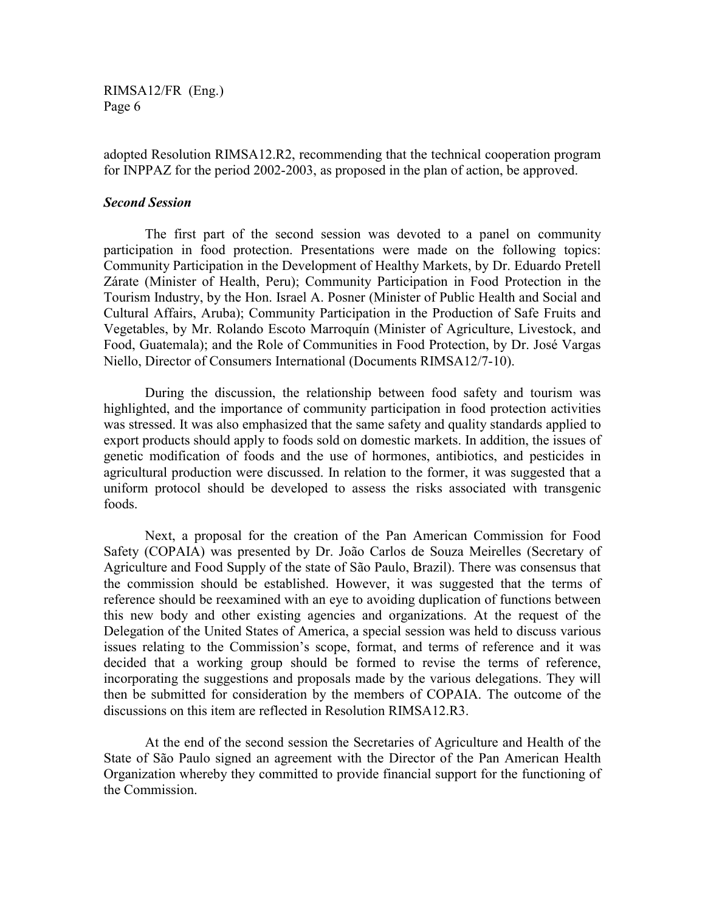adopted Resolution RIMSA12.R2, recommending that the technical cooperation program for INPPAZ for the period 2002-2003, as proposed in the plan of action, be approved.

***Second Session***

The first part of the second session was devoted to a panel on community participation in food protection. Presentations were made on the following topics: Community Participation in the Development of Healthy Markets, by Dr. Eduardo Pretell Zárate (Minister of Health, Peru); Community Participation in Food Protection in the Tourism Industry, by the Hon. Israel A. Posner (Minister of Public Health and Social and Cultural Affairs, Aruba); Community Participation in the Production of Safe Fruits and Vegetables, by Mr. Rolando Escoto Marroquín (Minister of Agriculture, Livestock, and Food, Guatemala); and the Role of Communities in Food Protection, by Dr. José Vargas Niello, Director of Consumers International (Documents RIMSA12/7-10).

During the discussion, the relationship between food safety and tourism was highlighted, and the importance of community participation in food protection activities was stressed. It was also emphasized that the same safety and quality standards applied to export products should apply to foods sold on domestic markets. In addition, the issues of genetic modification of foods and the use of hormones, antibiotics, and pesticides in agricultural production were discussed. In relation to the former, it was suggested that a uniform protocol should be developed to assess the risks associated with transgenic foods.

Next, a proposal for the creation of the Pan American Commission for Food Safety (COPAIA) was presented by Dr. João Carlos de Souza Meirelles (Secretary of Agriculture and Food Supply of the state of São Paulo, Brazil). There was consensus that the commission should be established. However, it was suggested that the terms of reference should be reexamined with an eye to avoiding duplication of functions between this new body and other existing agencies and organizations. At the request of the Delegation of the United States of America, a special session was held to discuss various issues relating to the Commission's scope, format, and terms of reference and it was decided that a working group should be formed to revise the terms of reference, incorporating the suggestions and proposals made by the various delegations. They will then be submitted for consideration by the members of COPAIA. The outcome of the discussions on this item are reflected in Resolution RIMSA12.R3.

At the end of the second session the Secretaries of Agriculture and Health of the State of São Paulo signed an agreement with the Director of the Pan American Health Organization whereby they committed to provide financial support for the functioning of the Commission.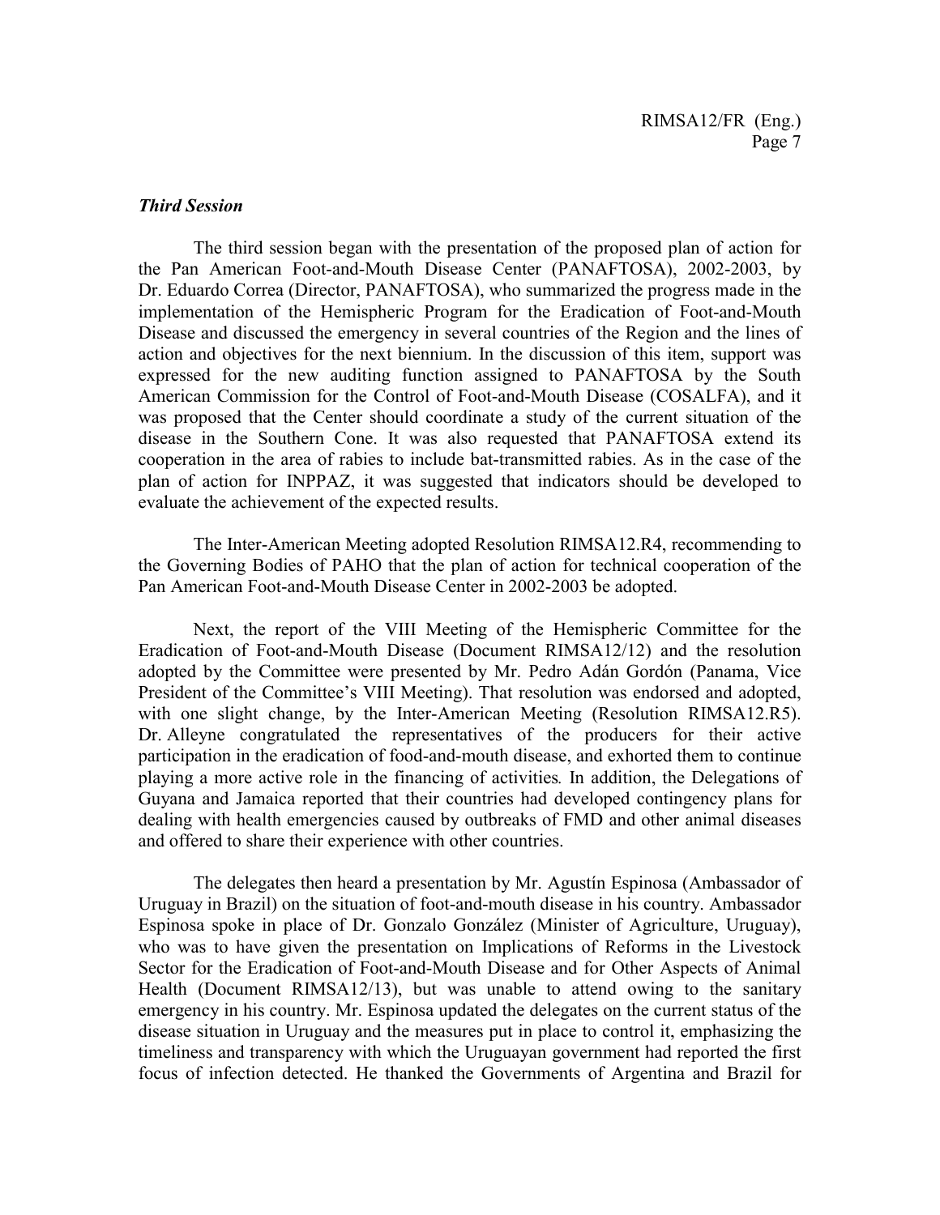### *Third Session*

The third session began with the presentation of the proposed plan of action for the Pan American Foot-and-Mouth Disease Center (PANAFTOSA), 2002-2003, by Dr. Eduardo Correa (Director, PANAFTOSA), who summarized the progress made in the implementation of the Hemispheric Program for the Eradication of Foot-and-Mouth Disease and discussed the emergency in several countries of the Region and the lines of action and objectives for the next biennium. In the discussion of this item, support was expressed for the new auditing function assigned to PANAFTOSA by the South American Commission for the Control of Foot-and-Mouth Disease (COSALFA), and it was proposed that the Center should coordinate a study of the current situation of the disease in the Southern Cone. It was also requested that PANAFTOSA extend its cooperation in the area of rabies to include bat-transmitted rabies. As in the case of the plan of action for INPPAZ, it was suggested that indicators should be developed to evaluate the achievement of the expected results.

The Inter-American Meeting adopted Resolution RIMSA12.R4, recommending to the Governing Bodies of PAHO that the plan of action for technical cooperation of the Pan American Foot-and-Mouth Disease Center in 2002-2003 be adopted.

Next, the report of the VIII Meeting of the Hemispheric Committee for the Eradication of Foot-and-Mouth Disease (Document RIMSA12/12) and the resolution adopted by the Committee were presented by Mr. Pedro Adán Gordón (Panama, Vice President of the Committee's VIII Meeting). That resolution was endorsed and adopted, with one slight change, by the Inter-American Meeting (Resolution RIMSA12.R5). Dr. Alleyne congratulated the representatives of the producers for their active participation in the eradication of food-and-mouth disease, and exhorted them to continue playing a more active role in the financing of activities. In addition, the Delegations of Guyana and Jamaica reported that their countries had developed contingency plans for dealing with health emergencies caused by outbreaks of FMD and other animal diseases and offered to share their experience with other countries.

The delegates then heard a presentation by Mr. Agustín Espinosa (Ambassador of Uruguay in Brazil) on the situation of foot-and-mouth disease in his country. Ambassador Espinosa spoke in place of Dr. Gonzalo González (Minister of Agriculture, Uruguay), who was to have given the presentation on Implications of Reforms in the Livestock Sector for the Eradication of Foot-and-Mouth Disease and for Other Aspects of Animal Health (Document RIMSA12/13), but was unable to attend owing to the sanitary emergency in his country. Mr. Espinosa updated the delegates on the current status of the disease situation in Uruguay and the measures put in place to control it, emphasizing the timeliness and transparency with which the Uruguayan government had reported the first focus of infection detected. He thanked the Governments of Argentina and Brazil for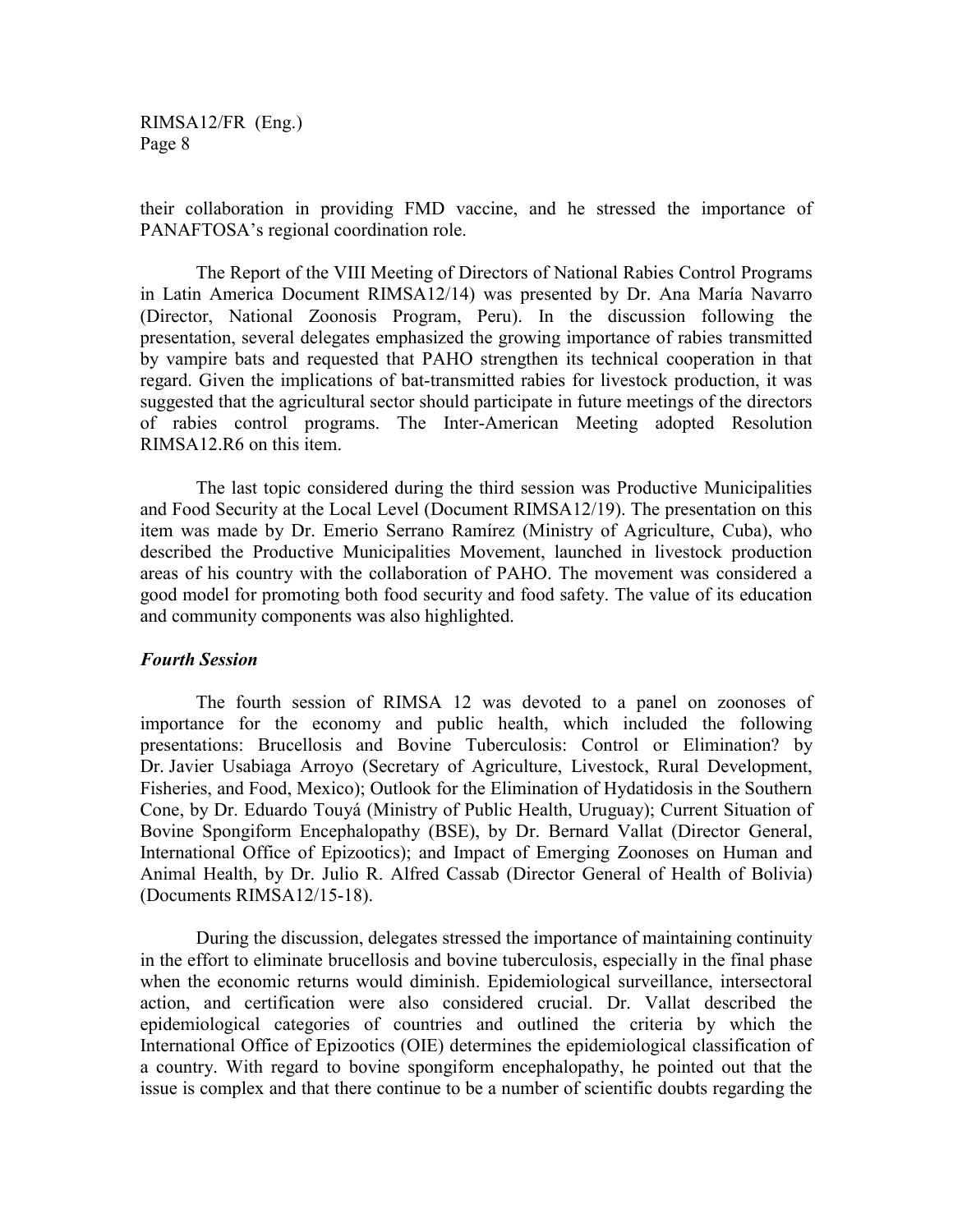their collaboration in providing FMD vaccine, and he stressed the importance of PANAFTOSA's regional coordination role.

The Report of the VIII Meeting of Directors of National Rabies Control Programs in Latin America Document RIMSA12/14) was presented by Dr. Ana María Navarro (Director, National Zoonosis Program, Peru). In the discussion following the presentation, several delegates emphasized the growing importance of rabies transmitted by vampire bats and requested that PAHO strengthen its technical cooperation in that regard. Given the implications of bat-transmitted rabies for livestock production, it was suggested that the agricultural sector should participate in future meetings of the directors of rabies control programs. The Inter-American Meeting adopted Resolution RIMSA12.R6 on this item.

The last topic considered during the third session was Productive Municipalities and Food Security at the Local Level (Document RIMSA12/19). The presentation on this item was made by Dr. Emerio Serrano Ramírez (Ministry of Agriculture, Cuba), who described the Productive Municipalities Movement, launched in livestock production areas of his country with the collaboration of PAHO. The movement was considered a good model for promoting both food security and food safety. The value of its education and community components was also highlighted.

***Fourth Session***

The fourth session of RIMSA 12 was devoted to a panel on zoonoses of importance for the economy and public health, which included the following presentations: Brucellosis and Bovine Tuberculosis: Control or Elimination? by Dr. Javier Usabiaga Arroyo (Secretary of Agriculture, Livestock, Rural Development, Fisheries, and Food, Mexico); Outlook for the Elimination of Hydatidosis in the Southern Cone, by Dr. Eduardo Touyá (Ministry of Public Health, Uruguay); Current Situation of Bovine Spongiform Encephalopathy (BSE), by Dr. Bernard Vallat (Director General, International Office of Epizootics); and Impact of Emerging Zoonoses on Human and Animal Health, by Dr. Julio R. Alfred Cassab (Director General of Health of Bolivia) (Documents RIMSA12/15-18).

During the discussion, delegates stressed the importance of maintaining continuity in the effort to eliminate brucellosis and bovine tuberculosis, especially in the final phase when the economic returns would diminish. Epidemiological surveillance, intersectoral action, and certification were also considered crucial. Dr. Vallat described the epidemiological categories of countries and outlined the criteria by which the International Office of Epizootics (OIE) determines the epidemiological classification of a country. With regard to bovine spongiform encephalopathy, he pointed out that the issue is complex and that there continue to be a number of scientific doubts regarding the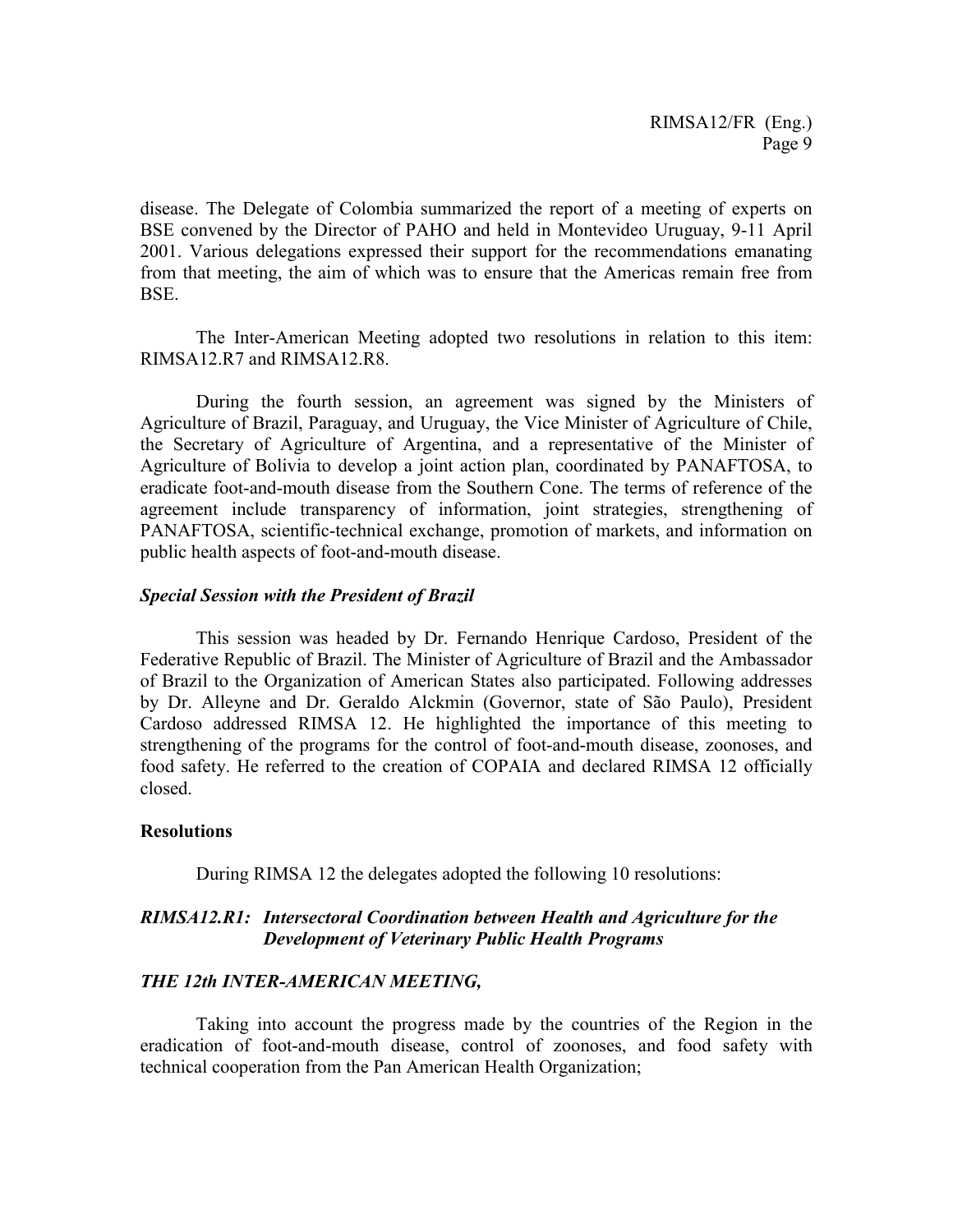disease. The Delegate of Colombia summarized the report of a meeting of experts on BSE convened by the Director of PAHO and held in Montevideo Uruguay, 9-11 April 2001. Various delegations expressed their support for the recommendations emanating from that meeting, the aim of which was to ensure that the Americas remain free from BSE.

The Inter-American Meeting adopted two resolutions in relation to this item: RIMSA12.R7 and RIMSA12.R8.

During the fourth session, an agreement was signed by the Ministers of Agriculture of Brazil, Paraguay, and Uruguay, the Vice Minister of Agriculture of Chile, the Secretary of Agriculture of Argentina, and a representative of the Minister of Agriculture of Bolivia to develop a joint action plan, coordinated by PANAFTOSA, to eradicate foot-and-mouth disease from the Southern Cone. The terms of reference of the agreement include transparency of information, joint strategies, strengthening of PANAFTOSA, scientific-technical exchange, promotion of markets, and information on public health aspects of foot-and-mouth disease.

### *Special Session with the President of Brazil*

This session was headed by Dr. Fernando Henrique Cardoso, President of the Federative Republic of Brazil. The Minister of Agriculture of Brazil and the Ambassador of Brazil to the Organization of American States also participated. Following addresses by Dr. Alleyne and Dr. Geraldo Alckmin (Governor, state of São Paulo), President Cardoso addressed RIMSA 12. He highlighted the importance of this meeting to strengthening of the programs for the control of foot-and-mouth disease, zoonoses, and food safety. He referred to the creation of COPAIA and declared RIMSA 12 officially closed.

## **Resolutions**

During RIMSA 12 the delegates adopted the following 10 resolutions:

### *RIMSA12.R1: Intersectoral Coordination between Health and Agriculture for the Development of Veterinary Public Health Programs*

*THE 12th INTER-AMERICAN MEETING,*

Taking into account the progress made by the countries of the Region in the eradication of foot-and-mouth disease, control of zoonoses, and food safety with technical cooperation from the Pan American Health Organization;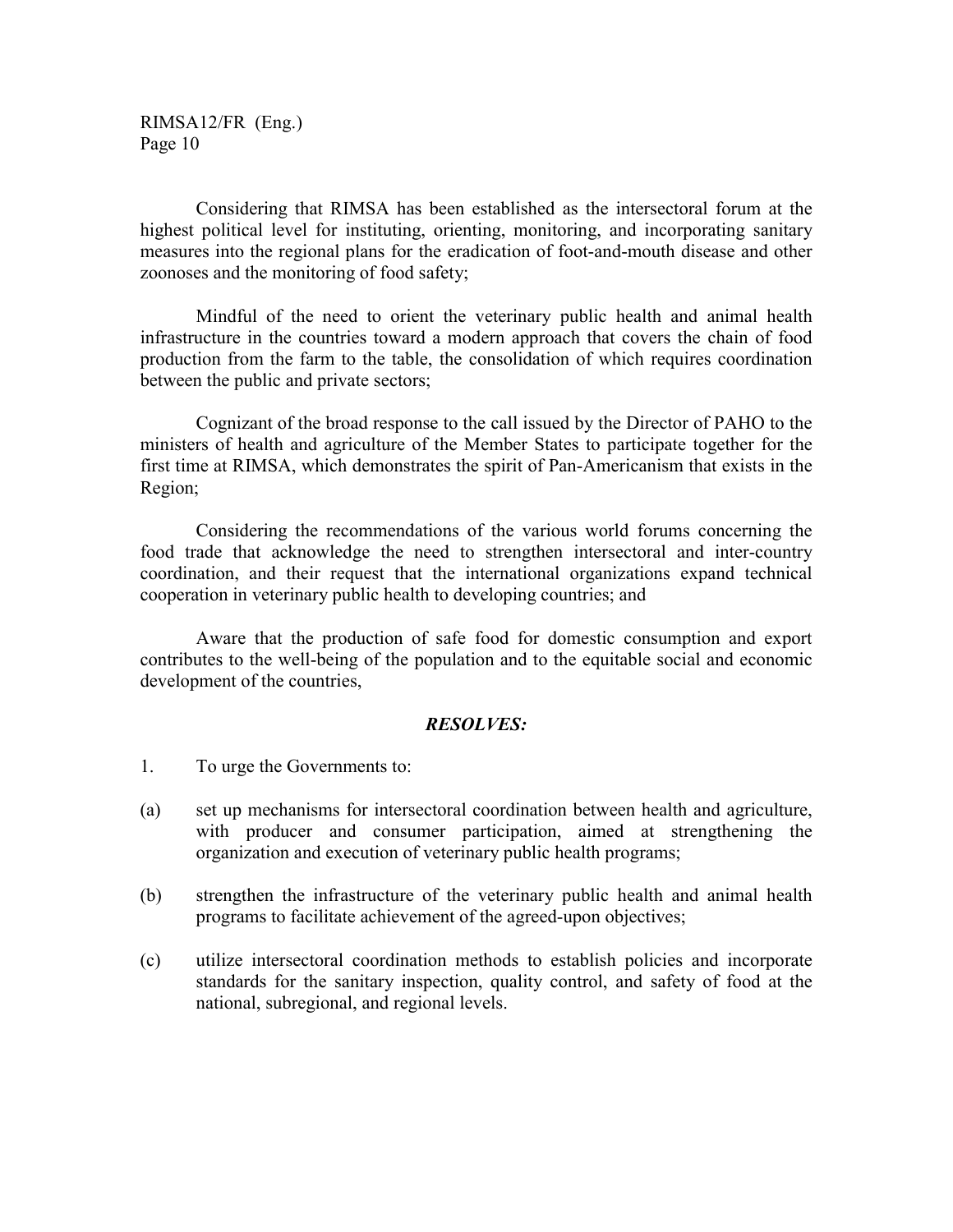Considering that RIMSA has been established as the intersectoral forum at the highest political level for instituting, orienting, monitoring, and incorporating sanitary measures into the regional plans for the eradication of foot-and-mouth disease and other zoonoses and the monitoring of food safety;

Mindful of the need to orient the veterinary public health and animal health infrastructure in the countries toward a modern approach that covers the chain of food production from the farm to the table, the consolidation of which requires coordination between the public and private sectors;

Cognizant of the broad response to the call issued by the Director of PAHO to the ministers of health and agriculture of the Member States to participate together for the first time at RIMSA, which demonstrates the spirit of Pan-Americanism that exists in the Region;

Considering the recommendations of the various world forums concerning the food trade that acknowledge the need to strengthen intersectoral and inter-country coordination, and their request that the international organizations expand technical cooperation in veterinary public health to developing countries; and

Aware that the production of safe food for domestic consumption and export contributes to the well-being of the population and to the equitable social and economic development of the countries,

***RESOLVES:***

1. To urge the Governments to:

(a) set up mechanisms for intersectoral coordination between health and agriculture, with producer and consumer participation, aimed at strengthening the organization and execution of veterinary public health programs;

(b) strengthen the infrastructure of the veterinary public health and animal health programs to facilitate achievement of the agreed-upon objectives;

(c) utilize intersectoral coordination methods to establish policies and incorporate standards for the sanitary inspection, quality control, and safety of food at the national, subregional, and regional levels.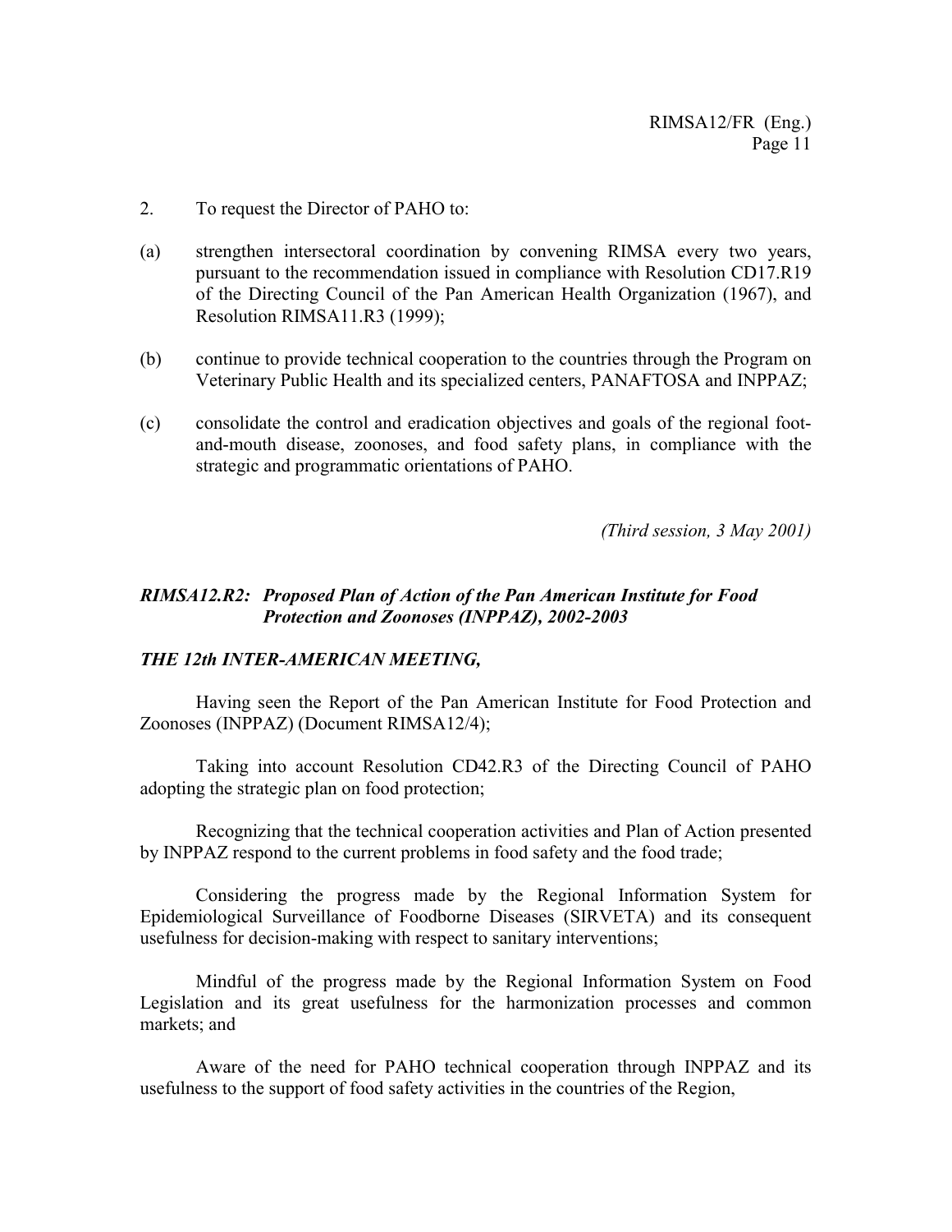2. To request the Director of PAHO to:

(a) strengthen intersectoral coordination by convening RIMSA every two years, pursuant to the recommendation issued in compliance with Resolution CD17.R19 of the Directing Council of the Pan American Health Organization (1967), and Resolution RIMSA11.R3 (1999);

(b) continue to provide technical cooperation to the countries through the Program on Veterinary Public Health and its specialized centers, PANAFTOSA and INPPAZ;

(c) consolidate the control and eradication objectives and goals of the regional foot-and-mouth disease, zoonoses, and food safety plans, in compliance with the strategic and programmatic orientations of PAHO.

*(Third session, 3 May 2001)*

### *RIMSA12.R2: Proposed Plan of Action of the Pan American Institute for Food Protection and Zoonoses (INPPAZ), 2002-2003*

***THE 12th INTER-AMERICAN MEETING,***

Having seen the Report of the Pan American Institute for Food Protection and Zoonoses (INPPAZ) (Document RIMSA12/4);

Taking into account Resolution CD42.R3 of the Directing Council of PAHO adopting the strategic plan on food protection;

Recognizing that the technical cooperation activities and Plan of Action presented by INPPAZ respond to the current problems in food safety and the food trade;

Considering the progress made by the Regional Information System for Epidemiological Surveillance of Foodborne Diseases (SIRVETA) and its consequent usefulness for decision-making with respect to sanitary interventions;

Mindful of the progress made by the Regional Information System on Food Legislation and its great usefulness for the harmonization processes and common markets; and

Aware of the need for PAHO technical cooperation through INPPAZ and its usefulness to the support of food safety activities in the countries of the Region,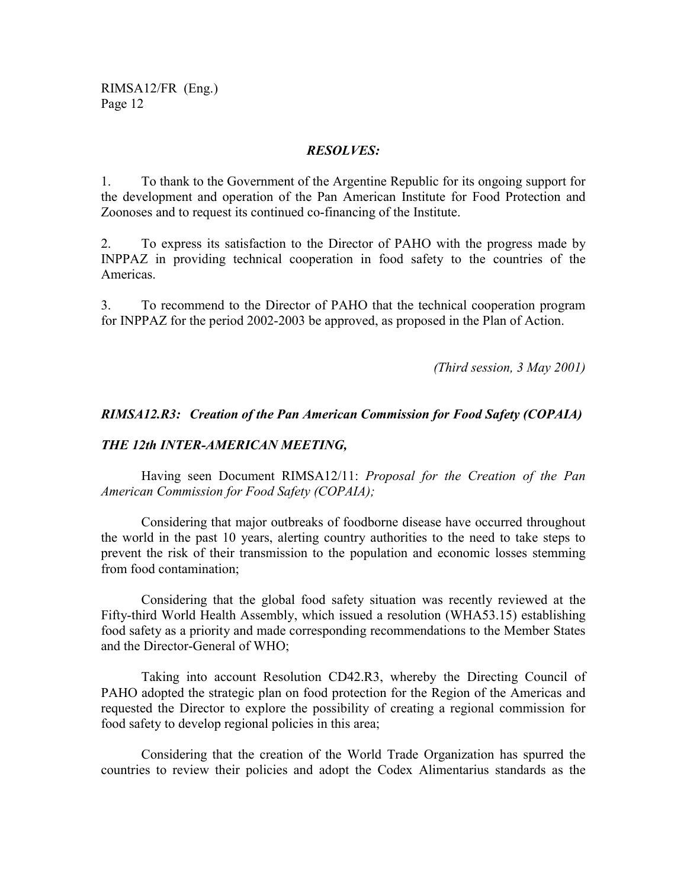***RESOLVES:***

1. To thank to the Government of the Argentine Republic for its ongoing support for the development and operation of the Pan American Institute for Food Protection and Zoonoses and to request its continued co-financing of the Institute.

2. To express its satisfaction to the Director of PAHO with the progress made by INPPAZ in providing technical cooperation in food safety to the countries of the Americas.

3. To recommend to the Director of PAHO that the technical cooperation program for INPPAZ for the period 2002-2003 be approved, as proposed in the Plan of Action.

*(Third session, 3 May 2001)*

### *RIMSA12.R3: Creation of the Pan American Commission for Food Safety (COPAIA)*

***THE 12th INTER-AMERICAN MEETING,***

Having seen Document RIMSA12/11: *Proposal for the Creation of the Pan American Commission for Food Safety (COPAIA);*

Considering that major outbreaks of foodborne disease have occurred throughout the world in the past 10 years, alerting country authorities to the need to take steps to prevent the risk of their transmission to the population and economic losses stemming from food contamination;

Considering that the global food safety situation was recently reviewed at the Fifty-third World Health Assembly, which issued a resolution (WHA53.15) establishing food safety as a priority and made corresponding recommendations to the Member States and the Director-General of WHO;

Taking into account Resolution CD42.R3, whereby the Directing Council of PAHO adopted the strategic plan on food protection for the Region of the Americas and requested the Director to explore the possibility of creating a regional commission for food safety to develop regional policies in this area;

Considering that the creation of the World Trade Organization has spurred the countries to review their policies and adopt the Codex Alimentarius standards as the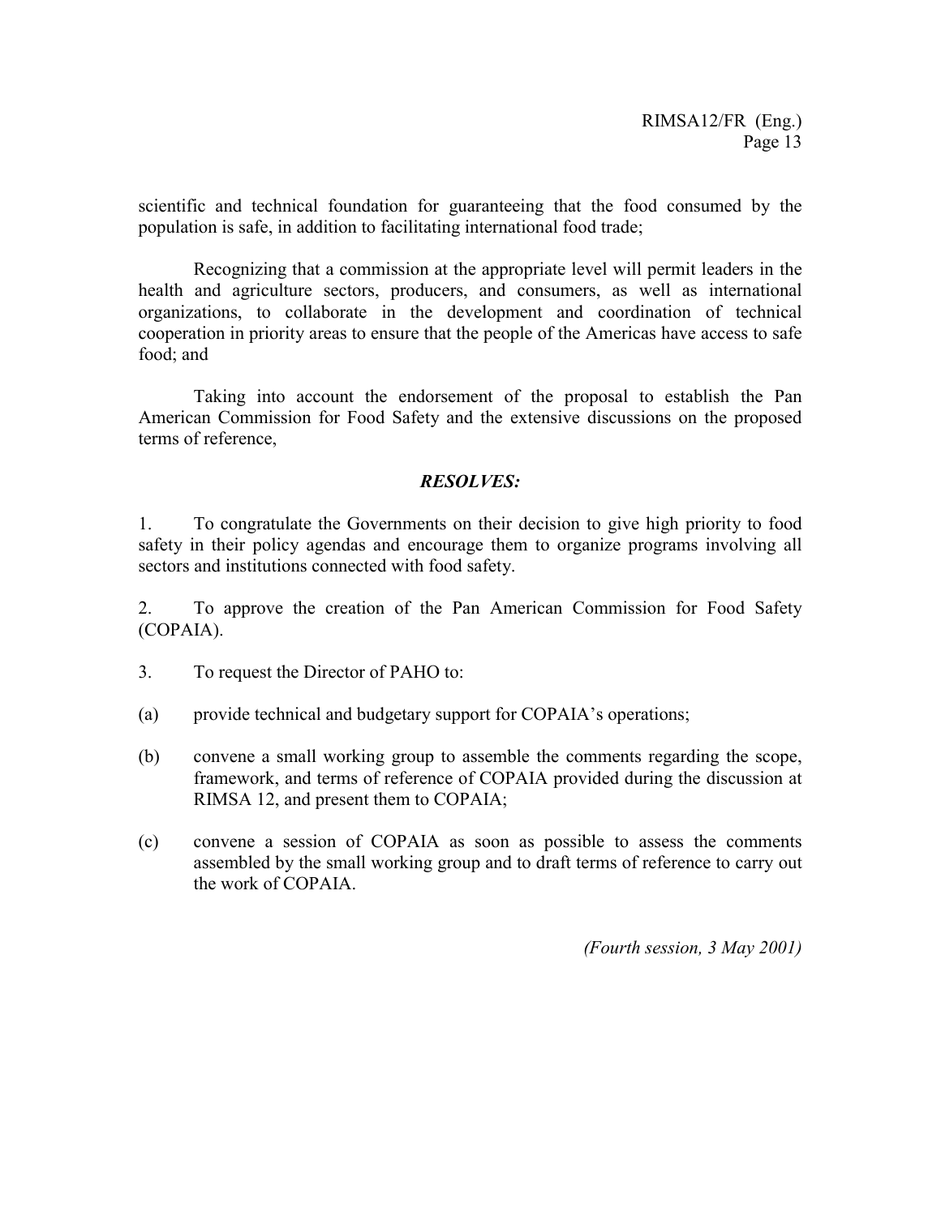scientific and technical foundation for guaranteeing that the food consumed by the population is safe, in addition to facilitating international food trade;

Recognizing that a commission at the appropriate level will permit leaders in the health and agriculture sectors, producers, and consumers, as well as international organizations, to collaborate in the development and coordination of technical cooperation in priority areas to ensure that the people of the Americas have access to safe food; and

Taking into account the endorsement of the proposal to establish the Pan American Commission for Food Safety and the extensive discussions on the proposed terms of reference,

***RESOLVES:***

1. To congratulate the Governments on their decision to give high priority to food safety in their policy agendas and encourage them to organize programs involving all sectors and institutions connected with food safety.

2. To approve the creation of the Pan American Commission for Food Safety (COPAIA).

3. To request the Director of PAHO to:

(a) provide technical and budgetary support for COPAIA's operations;

(b) convene a small working group to assemble the comments regarding the scope, framework, and terms of reference of COPAIA provided during the discussion at RIMSA 12, and present them to COPAIA;

(c) convene a session of COPAIA as soon as possible to assess the comments assembled by the small working group and to draft terms of reference to carry out the work of COPAIA.

*(Fourth session, 3 May 2001)*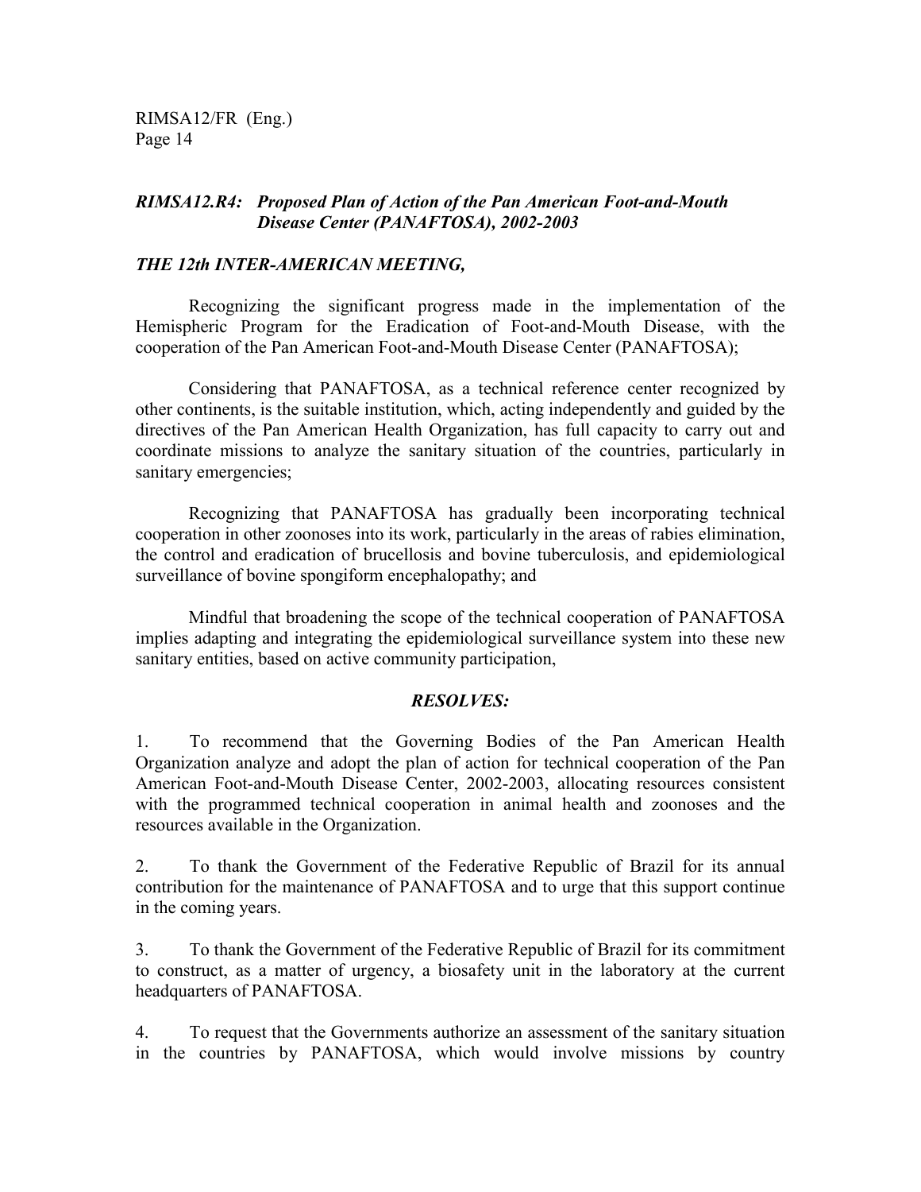### *RIMSA12.R4: Proposed Plan of Action of the Pan American Foot-and-Mouth Disease Center (PANAFTOSA), 2002-2003*

***THE 12th INTER-AMERICAN MEETING,***

Recognizing the significant progress made in the implementation of the Hemispheric Program for the Eradication of Foot-and-Mouth Disease, with the cooperation of the Pan American Foot-and-Mouth Disease Center (PANAFTOSA);

Considering that PANAFTOSA, as a technical reference center recognized by other continents, is the suitable institution, which, acting independently and guided by the directives of the Pan American Health Organization, has full capacity to carry out and coordinate missions to analyze the sanitary situation of the countries, particularly in sanitary emergencies;

Recognizing that PANAFTOSA has gradually been incorporating technical cooperation in other zoonoses into its work, particularly in the areas of rabies elimination, the control and eradication of brucellosis and bovine tuberculosis, and epidemiological surveillance of bovine spongiform encephalopathy; and

Mindful that broadening the scope of the technical cooperation of PANAFTOSA implies adapting and integrating the epidemiological surveillance system into these new sanitary entities, based on active community participation,

***RESOLVES:***

1. To recommend that the Governing Bodies of the Pan American Health Organization analyze and adopt the plan of action for technical cooperation of the Pan American Foot-and-Mouth Disease Center, 2002-2003, allocating resources consistent with the programmed technical cooperation in animal health and zoonoses and the resources available in the Organization.

2. To thank the Government of the Federative Republic of Brazil for its annual contribution for the maintenance of PANAFTOSA and to urge that this support continue in the coming years.

3. To thank the Government of the Federative Republic of Brazil for its commitment to construct, as a matter of urgency, a biosafety unit in the laboratory at the current headquarters of PANAFTOSA.

4. To request that the Governments authorize an assessment of the sanitary situation in the countries by PANAFTOSA, which would involve missions by country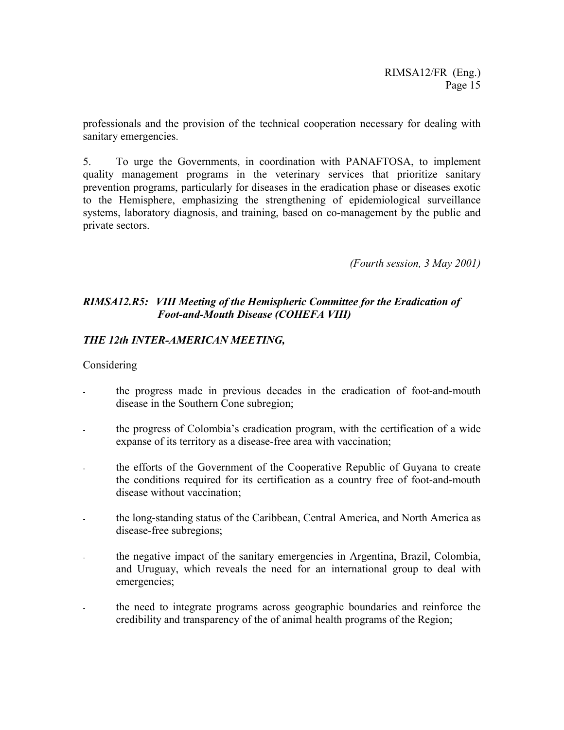professionals and the provision of the technical cooperation necessary for dealing with sanitary emergencies.

5. To urge the Governments, in coordination with PANAFTOSA, to implement quality management programs in the veterinary services that prioritize sanitary prevention programs, particularly for diseases in the eradication phase or diseases exotic to the Hemisphere, emphasizing the strengthening of epidemiological surveillance systems, laboratory diagnosis, and training, based on co-management by the public and private sectors.

*(Fourth session, 3 May 2001)*

### *RIMSA12.R5: VIII Meeting of the Hemispheric Committee for the Eradication of Foot-and-Mouth Disease (COHEFA VIII)*

***THE 12th INTER-AMERICAN MEETING,***

Considering

- the progress made in previous decades in the eradication of foot-and-mouth disease in the Southern Cone subregion;
- the progress of Colombia's eradication program, with the certification of a wide expanse of its territory as a disease-free area with vaccination;
- the efforts of the Government of the Cooperative Republic of Guyana to create the conditions required for its certification as a country free of foot-and-mouth disease without vaccination;
- the long-standing status of the Caribbean, Central America, and North America as disease-free subregions;
- the negative impact of the sanitary emergencies in Argentina, Brazil, Colombia, and Uruguay, which reveals the need for an international group to deal with emergencies;
- the need to integrate programs across geographic boundaries and reinforce the credibility and transparency of the of animal health programs of the Region;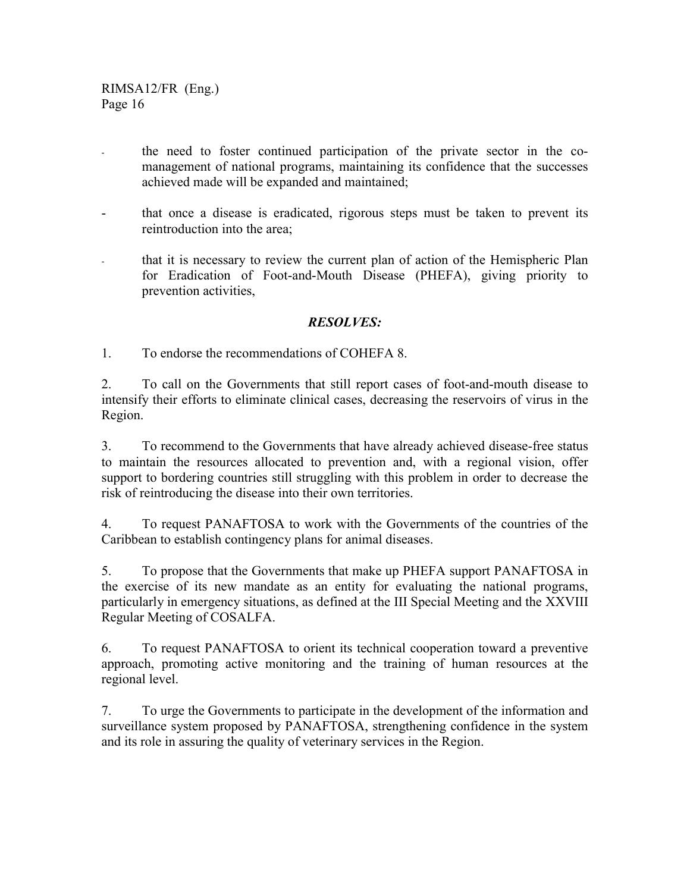- the need to foster continued participation of the private sector in the co-management of national programs, maintaining its confidence that the successes achieved made will be expanded and maintained;

- that once a disease is eradicated, rigorous steps must be taken to prevent its reintroduction into the area;

- that it is necessary to review the current plan of action of the Hemispheric Plan for Eradication of Foot-and-Mouth Disease (PHEFA), giving priority to prevention activities,

***RESOLVES:***

1. To endorse the recommendations of COHEFA 8.

2. To call on the Governments that still report cases of foot-and-mouth disease to intensify their efforts to eliminate clinical cases, decreasing the reservoirs of virus in the Region.

3. To recommend to the Governments that have already achieved disease-free status to maintain the resources allocated to prevention and, with a regional vision, offer support to bordering countries still struggling with this problem in order to decrease the risk of reintroducing the disease into their own territories.

4. To request PANAFTOSA to work with the Governments of the countries of the Caribbean to establish contingency plans for animal diseases.

5. To propose that the Governments that make up PHEFA support PANAFTOSA in the exercise of its new mandate as an entity for evaluating the national programs, particularly in emergency situations, as defined at the III Special Meeting and the XXVIII Regular Meeting of COSALFA.

6. To request PANAFTOSA to orient its technical cooperation toward a preventive approach, promoting active monitoring and the training of human resources at the regional level.

7. To urge the Governments to participate in the development of the information and surveillance system proposed by PANAFTOSA, strengthening confidence in the system and its role in assuring the quality of veterinary services in the Region.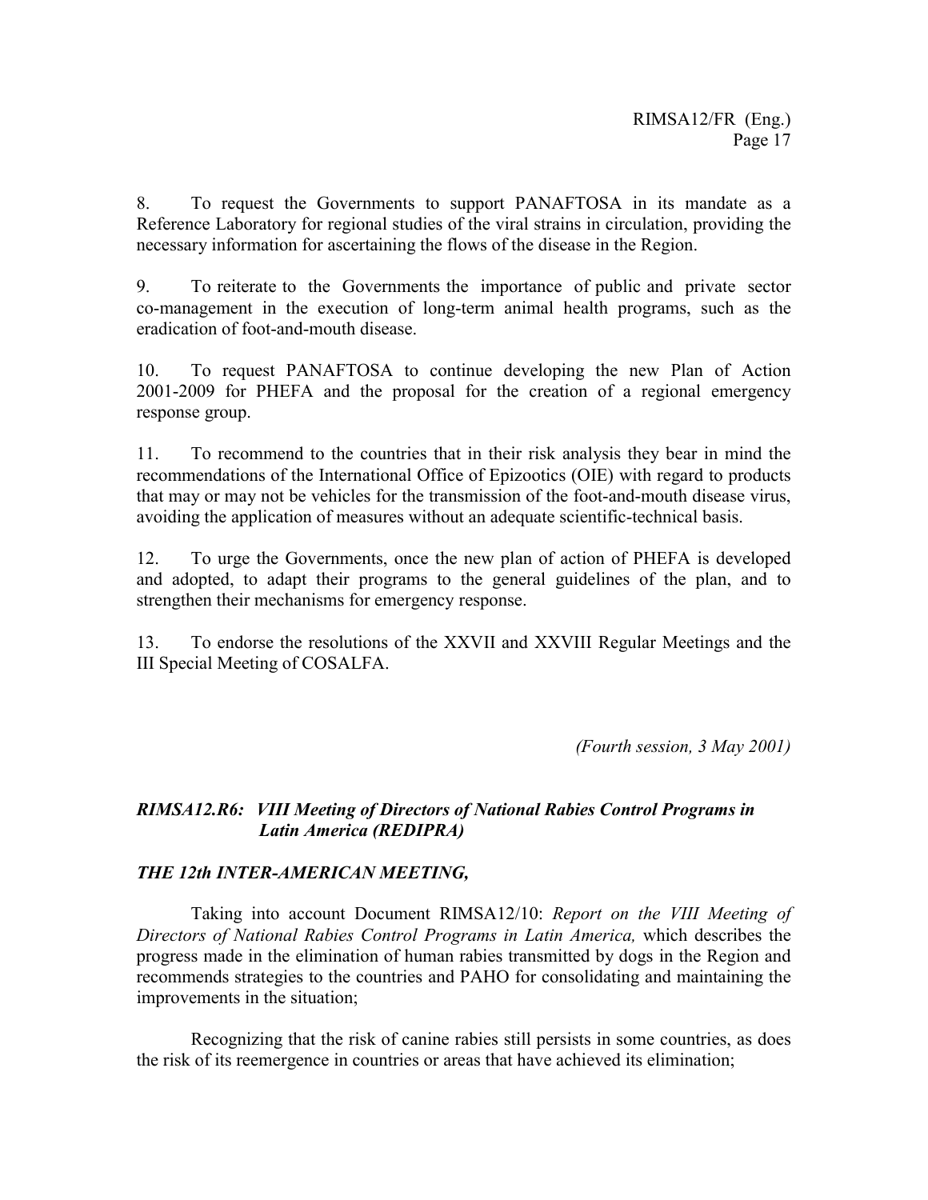8. To request the Governments to support PANAFTOSA in its mandate as a Reference Laboratory for regional studies of the viral strains in circulation, providing the necessary information for ascertaining the flows of the disease in the Region.

9. To reiterate to the Governments the importance of public and private sector co-management in the execution of long-term animal health programs, such as the eradication of foot-and-mouth disease.

10. To request PANAFTOSA to continue developing the new Plan of Action 2001-2009 for PHEFA and the proposal for the creation of a regional emergency response group.

11. To recommend to the countries that in their risk analysis they bear in mind the recommendations of the International Office of Epizootics (OIE) with regard to products that may or may not be vehicles for the transmission of the foot-and-mouth disease virus, avoiding the application of measures without an adequate scientific-technical basis.

12. To urge the Governments, once the new plan of action of PHEFA is developed and adopted, to adapt their programs to the general guidelines of the plan, and to strengthen their mechanisms for emergency response.

13. To endorse the resolutions of the XXVII and XXVIII Regular Meetings and the III Special Meeting of COSALFA.

*(Fourth session, 3 May 2001)*

### *RIMSA12.R6: VIII Meeting of Directors of National Rabies Control Programs in Latin America (REDIPRA)*

### *THE 12th INTER-AMERICAN MEETING,*

Taking into account Document RIMSA12/10: *Report on the VIII Meeting of Directors of National Rabies Control Programs in Latin America,* which describes the progress made in the elimination of human rabies transmitted by dogs in the Region and recommends strategies to the countries and PAHO for consolidating and maintaining the improvements in the situation;

Recognizing that the risk of canine rabies still persists in some countries, as does the risk of its reemergence in countries or areas that have achieved its elimination;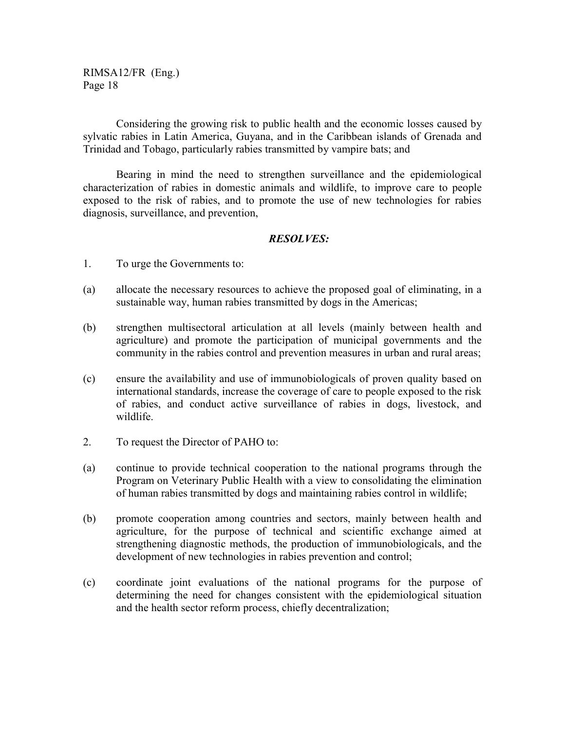Considering the growing risk to public health and the economic losses caused by sylvatic rabies in Latin America, Guyana, and in the Caribbean islands of Grenada and Trinidad and Tobago, particularly rabies transmitted by vampire bats; and

Bearing in mind the need to strengthen surveillance and the epidemiological characterization of rabies in domestic animals and wildlife, to improve care to people exposed to the risk of rabies, and to promote the use of new technologies for rabies diagnosis, surveillance, and prevention,

***RESOLVES:***

1. To urge the Governments to:

(a) allocate the necessary resources to achieve the proposed goal of eliminating, in a sustainable way, human rabies transmitted by dogs in the Americas;

(b) strengthen multisectoral articulation at all levels (mainly between health and agriculture) and promote the participation of municipal governments and the community in the rabies control and prevention measures in urban and rural areas;

(c) ensure the availability and use of immunobiologicals of proven quality based on international standards, increase the coverage of care to people exposed to the risk of rabies, and conduct active surveillance of rabies in dogs, livestock, and wildlife.

2. To request the Director of PAHO to:

(a) continue to provide technical cooperation to the national programs through the Program on Veterinary Public Health with a view to consolidating the elimination of human rabies transmitted by dogs and maintaining rabies control in wildlife;

(b) promote cooperation among countries and sectors, mainly between health and agriculture, for the purpose of technical and scientific exchange aimed at strengthening diagnostic methods, the production of immunobiologicals, and the development of new technologies in rabies prevention and control;

(c) coordinate joint evaluations of the national programs for the purpose of determining the need for changes consistent with the epidemiological situation and the health sector reform process, chiefly decentralization;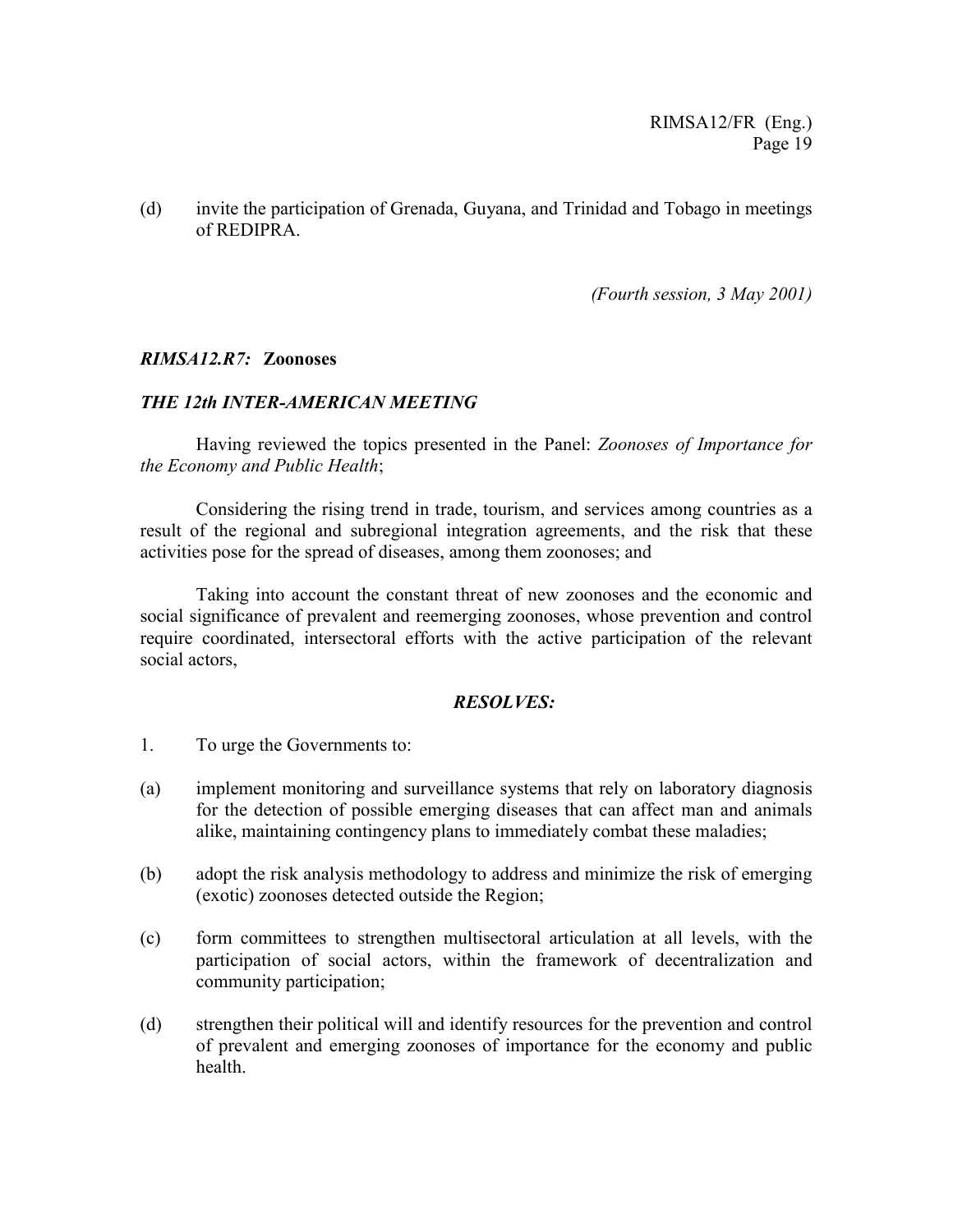(d) invite the participation of Grenada, Guyana, and Trinidad and Tobago in meetings of REDIPRA.

*(Fourth session, 3 May 2001)*

### *RIMSA12.R7:* **Zoonoses**

***THE 12th INTER-AMERICAN MEETING***

Having reviewed the topics presented in the Panel: *Zoonoses of Importance for the Economy and Public Health*;

Considering the rising trend in trade, tourism, and services among countries as a result of the regional and subregional integration agreements, and the risk that these activities pose for the spread of diseases, among them zoonoses; and

Taking into account the constant threat of new zoonoses and the economic and social significance of prevalent and reemerging zoonoses, whose prevention and control require coordinated, intersectoral efforts with the active participation of the relevant social actors,

***RESOLVES:***

1. To urge the Governments to:

(a) implement monitoring and surveillance systems that rely on laboratory diagnosis for the detection of possible emerging diseases that can affect man and animals alike, maintaining contingency plans to immediately combat these maladies;

(b) adopt the risk analysis methodology to address and minimize the risk of emerging (exotic) zoonoses detected outside the Region;

(c) form committees to strengthen multisectoral articulation at all levels, with the participation of social actors, within the framework of decentralization and community participation;

(d) strengthen their political will and identify resources for the prevention and control of prevalent and emerging zoonoses of importance for the economy and public health.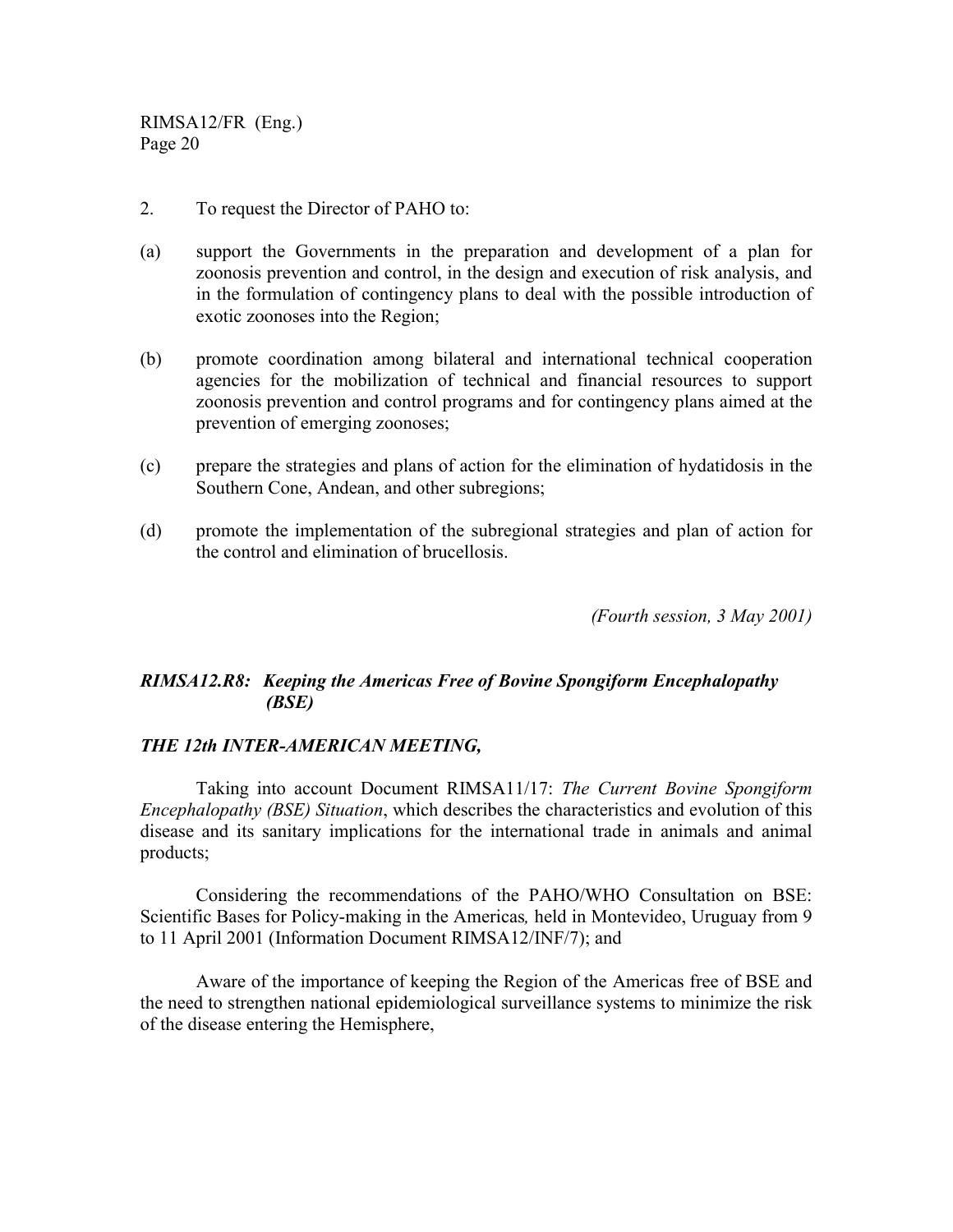2. To request the Director of PAHO to:

(a) support the Governments in the preparation and development of a plan for zoonosis prevention and control, in the design and execution of risk analysis, and in the formulation of contingency plans to deal with the possible introduction of exotic zoonoses into the Region;

(b) promote coordination among bilateral and international technical cooperation agencies for the mobilization of technical and financial resources to support zoonosis prevention and control programs and for contingency plans aimed at the prevention of emerging zoonoses;

(c) prepare the strategies and plans of action for the elimination of hydatidosis in the Southern Cone, Andean, and other subregions;

(d) promote the implementation of the subregional strategies and plan of action for the control and elimination of brucellosis.

*(Fourth session, 3 May 2001)*

### *RIMSA12.R8: Keeping the Americas Free of Bovine Spongiform Encephalopathy (BSE)*

***THE 12th INTER-AMERICAN MEETING,***

Taking into account Document RIMSA11/17: *The Current Bovine Spongiform Encephalopathy (BSE) Situation*, which describes the characteristics and evolution of this disease and its sanitary implications for the international trade in animals and animal products;

Considering the recommendations of the PAHO/WHO Consultation on BSE: Scientific Bases for Policy-making in the Americas*,* held in Montevideo, Uruguay from 9 to 11 April 2001 (Information Document RIMSA12/INF/7); and

Aware of the importance of keeping the Region of the Americas free of BSE and the need to strengthen national epidemiological surveillance systems to minimize the risk of the disease entering the Hemisphere,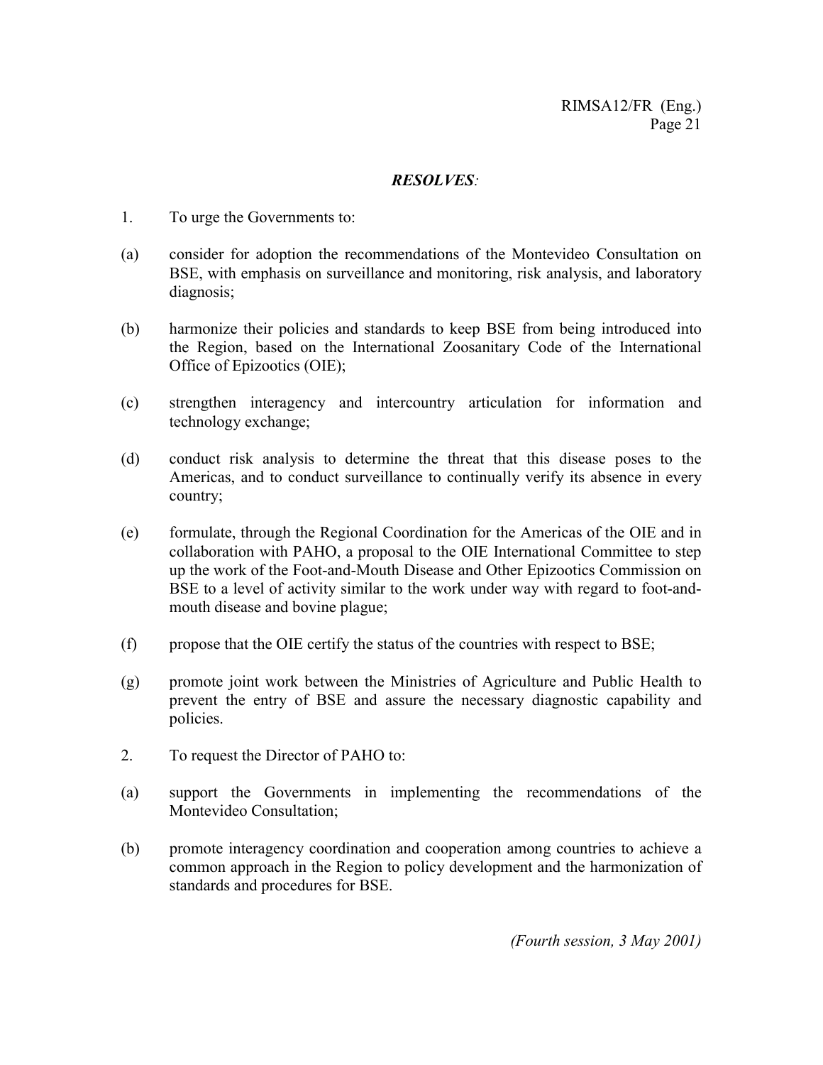***RESOLVES*:**

1. To urge the Governments to:

(a) consider for adoption the recommendations of the Montevideo Consultation on BSE, with emphasis on surveillance and monitoring, risk analysis, and laboratory diagnosis;

(b) harmonize their policies and standards to keep BSE from being introduced into the Region, based on the International Zoosanitary Code of the International Office of Epizootics (OIE);

(c) strengthen interagency and intercountry articulation for information and technology exchange;

(d) conduct risk analysis to determine the threat that this disease poses to the Americas, and to conduct surveillance to continually verify its absence in every country;

(e) formulate, through the Regional Coordination for the Americas of the OIE and in collaboration with PAHO, a proposal to the OIE International Committee to step up the work of the Foot-and-Mouth Disease and Other Epizootics Commission on BSE to a level of activity similar to the work under way with regard to foot-and-mouth disease and bovine plague;

(f) propose that the OIE certify the status of the countries with respect to BSE;

(g) promote joint work between the Ministries of Agriculture and Public Health to prevent the entry of BSE and assure the necessary diagnostic capability and policies.

2. To request the Director of PAHO to:

(a) support the Governments in implementing the recommendations of the Montevideo Consultation;

(b) promote interagency coordination and cooperation among countries to achieve a common approach in the Region to policy development and the harmonization of standards and procedures for BSE.

*(Fourth session, 3 May 2001)*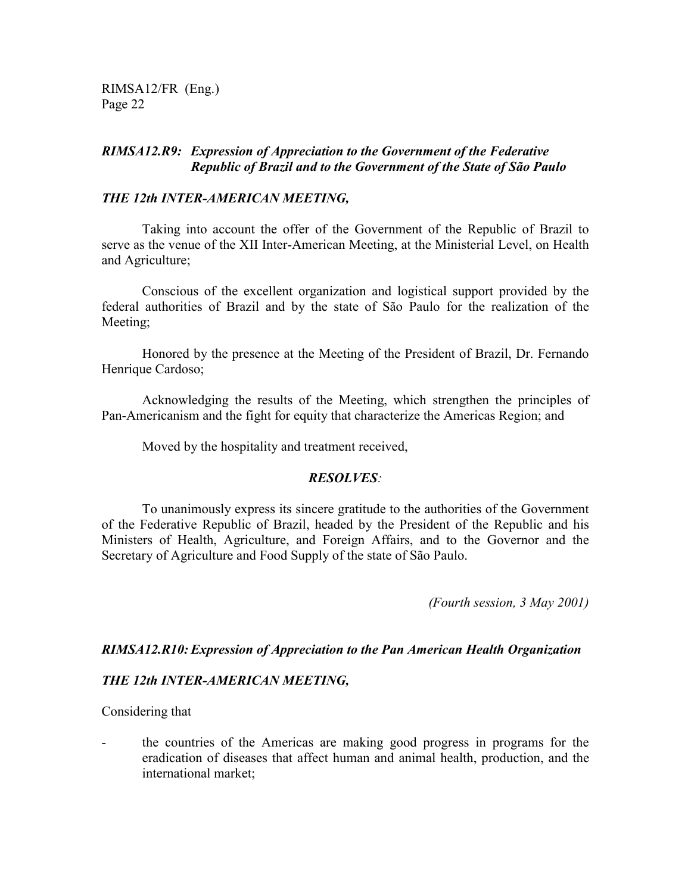### *RIMSA12.R9: Expression of Appreciation to the Government of the Federative Republic of Brazil and to the Government of the State of São Paulo*

***THE 12th INTER-AMERICAN MEETING,***

Taking into account the offer of the Government of the Republic of Brazil to serve as the venue of the XII Inter-American Meeting, at the Ministerial Level, on Health and Agriculture;

Conscious of the excellent organization and logistical support provided by the federal authorities of Brazil and by the state of São Paulo for the realization of the Meeting;

Honored by the presence at the Meeting of the President of Brazil, Dr. Fernando Henrique Cardoso;

Acknowledging the results of the Meeting, which strengthen the principles of Pan-Americanism and the fight for equity that characterize the Americas Region; and

Moved by the hospitality and treatment received,

***RESOLVES:***

To unanimously express its sincere gratitude to the authorities of the Government of the Federative Republic of Brazil, headed by the President of the Republic and his Ministers of Health, Agriculture, and Foreign Affairs, and to the Governor and the Secretary of Agriculture and Food Supply of the state of São Paulo.

*(Fourth session, 3 May 2001)*

### *RIMSA12.R10: Expression of Appreciation to the Pan American Health Organization*

***THE 12th INTER-AMERICAN MEETING,***

Considering that

- the countries of the Americas are making good progress in programs for the eradication of diseases that affect human and animal health, production, and the international market;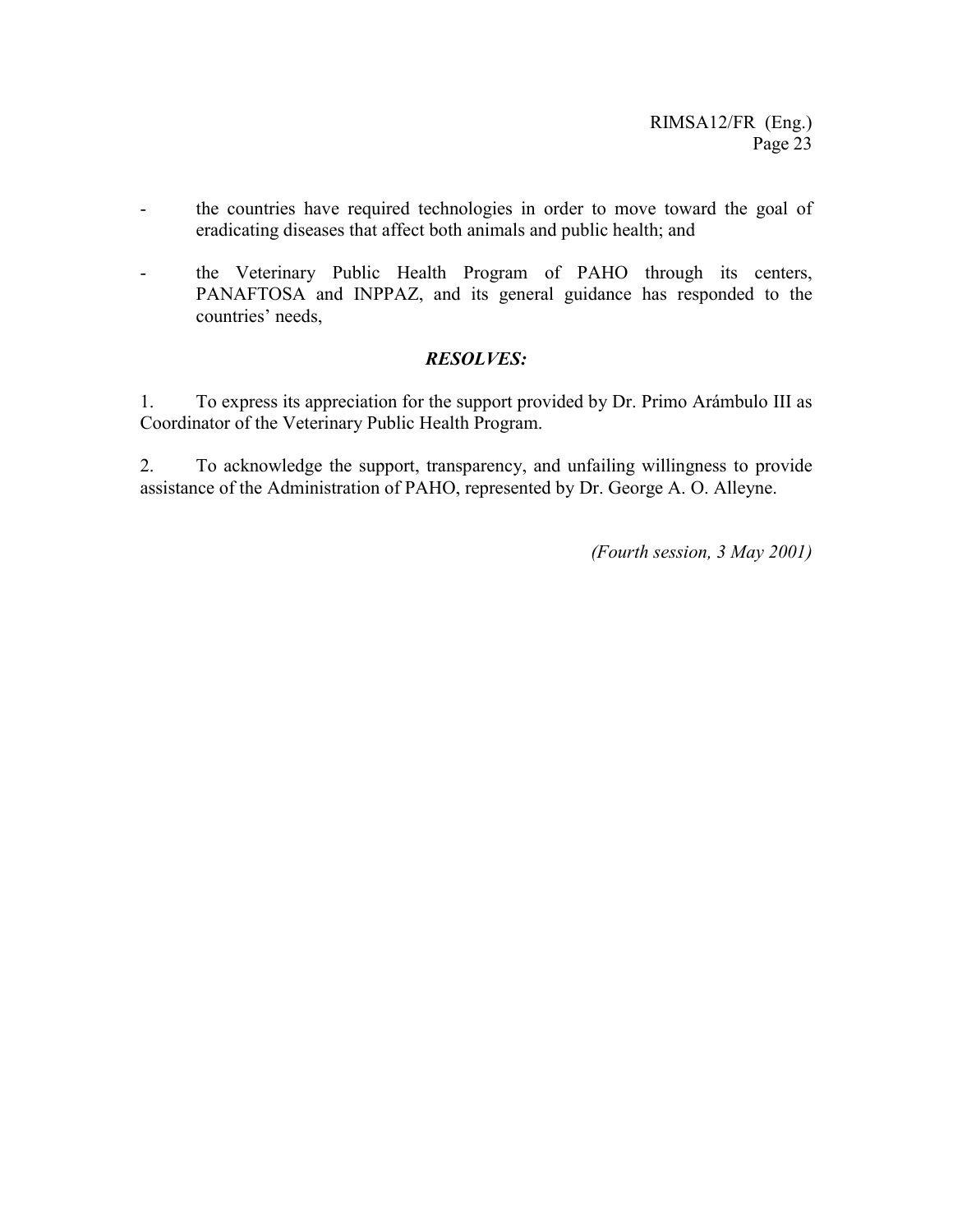- the countries have required technologies in order to move toward the goal of eradicating diseases that affect both animals and public health; and

- the Veterinary Public Health Program of PAHO through its centers, PANAFTOSA and INPPAZ, and its general guidance has responded to the countries' needs,

***RESOLVES:***

1. To express its appreciation for the support provided by Dr. Primo Arámbulo III as Coordinator of the Veterinary Public Health Program.

2. To acknowledge the support, transparency, and unfailing willingness to provide assistance of the Administration of PAHO, represented by Dr. George A. O. Alleyne.

*(Fourth session, 3 May 2001)*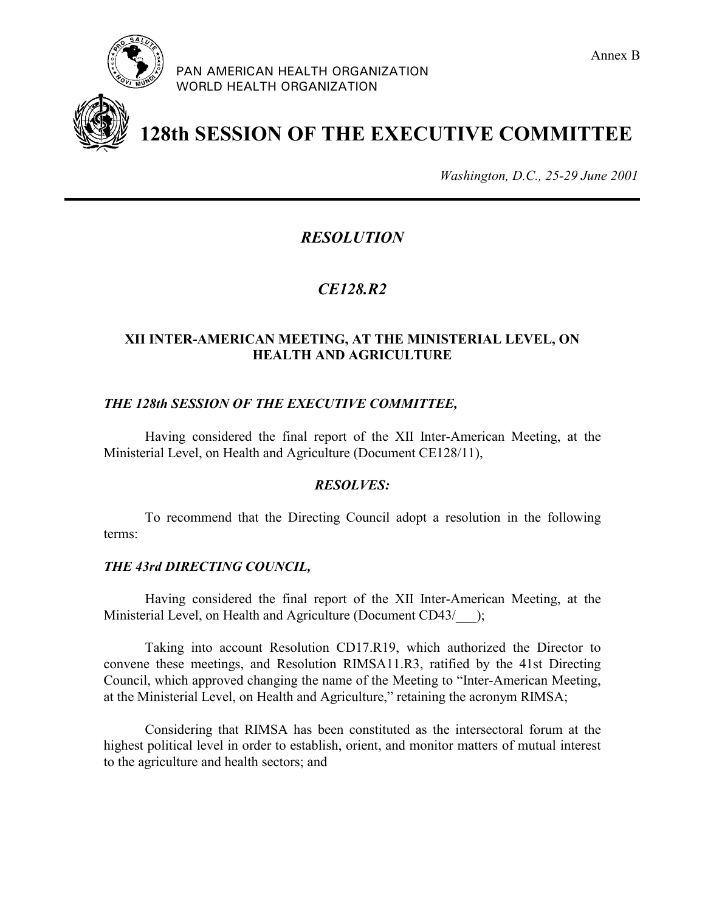Annex B

PAN AMERICAN HEALTH ORGANIZATION
WORLD HEALTH ORGANIZATION

# 128th SESSION OF THE EXECUTIVE COMMITTEE

*Washington, D.C., 25-29 June 2001*

---

## *RESOLUTION*

## *CE128.R2*

### XII INTER-AMERICAN MEETING, AT THE MINISTERIAL LEVEL, ON HEALTH AND AGRICULTURE

***THE 128th SESSION OF THE EXECUTIVE COMMITTEE,***

Having considered the final report of the XII Inter-American Meeting, at the Ministerial Level, on Health and Agriculture (Document CE128/11),

***RESOLVES:***

To recommend that the Directing Council adopt a resolution in the following terms:

***THE 43rd DIRECTING COUNCIL,***

Having considered the final report of the XII Inter-American Meeting, at the Ministerial Level, on Health and Agriculture (Document CD43/___);

Taking into account Resolution CD17.R19, which authorized the Director to convene these meetings, and Resolution RIMSA11.R3, ratified by the 41st Directing Council, which approved changing the name of the Meeting to "Inter-American Meeting, at the Ministerial Level, on Health and Agriculture," retaining the acronym RIMSA;

Considering that RIMSA has been constituted as the intersectoral forum at the highest political level in order to establish, orient, and monitor matters of mutual interest to the agriculture and health sectors; and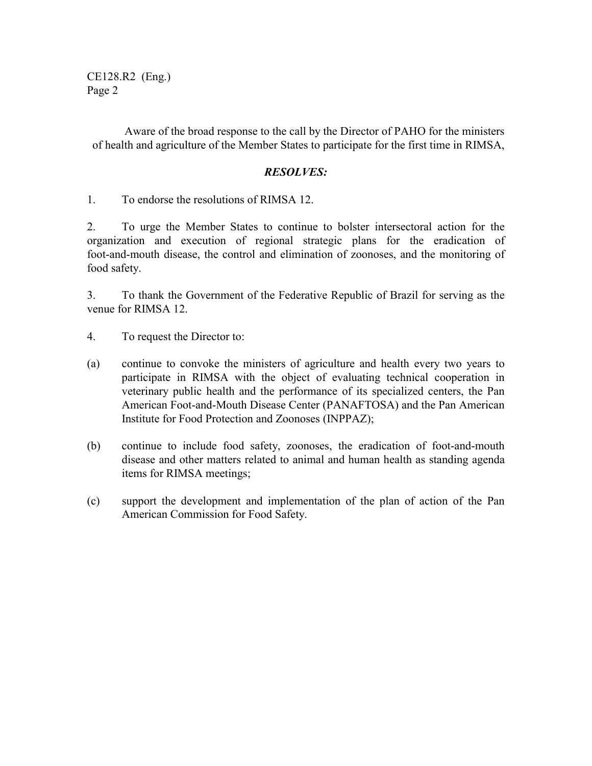Aware of the broad response to the call by the Director of PAHO for the ministers of health and agriculture of the Member States to participate for the first time in RIMSA,

***RESOLVES:***

1. To endorse the resolutions of RIMSA 12.

2. To urge the Member States to continue to bolster intersectoral action for the organization and execution of regional strategic plans for the eradication of foot-and-mouth disease, the control and elimination of zoonoses, and the monitoring of food safety.

3. To thank the Government of the Federative Republic of Brazil for serving as the venue for RIMSA 12.

4. To request the Director to:

(a) continue to convoke the ministers of agriculture and health every two years to participate in RIMSA with the object of evaluating technical cooperation in veterinary public health and the performance of its specialized centers, the Pan American Foot-and-Mouth Disease Center (PANAFTOSA) and the Pan American Institute for Food Protection and Zoonoses (INPPAZ);

(b) continue to include food safety, zoonoses, the eradication of foot-and-mouth disease and other matters related to animal and human health as standing agenda items for RIMSA meetings;

(c) support the development and implementation of the plan of action of the Pan American Commission for Food Safety.